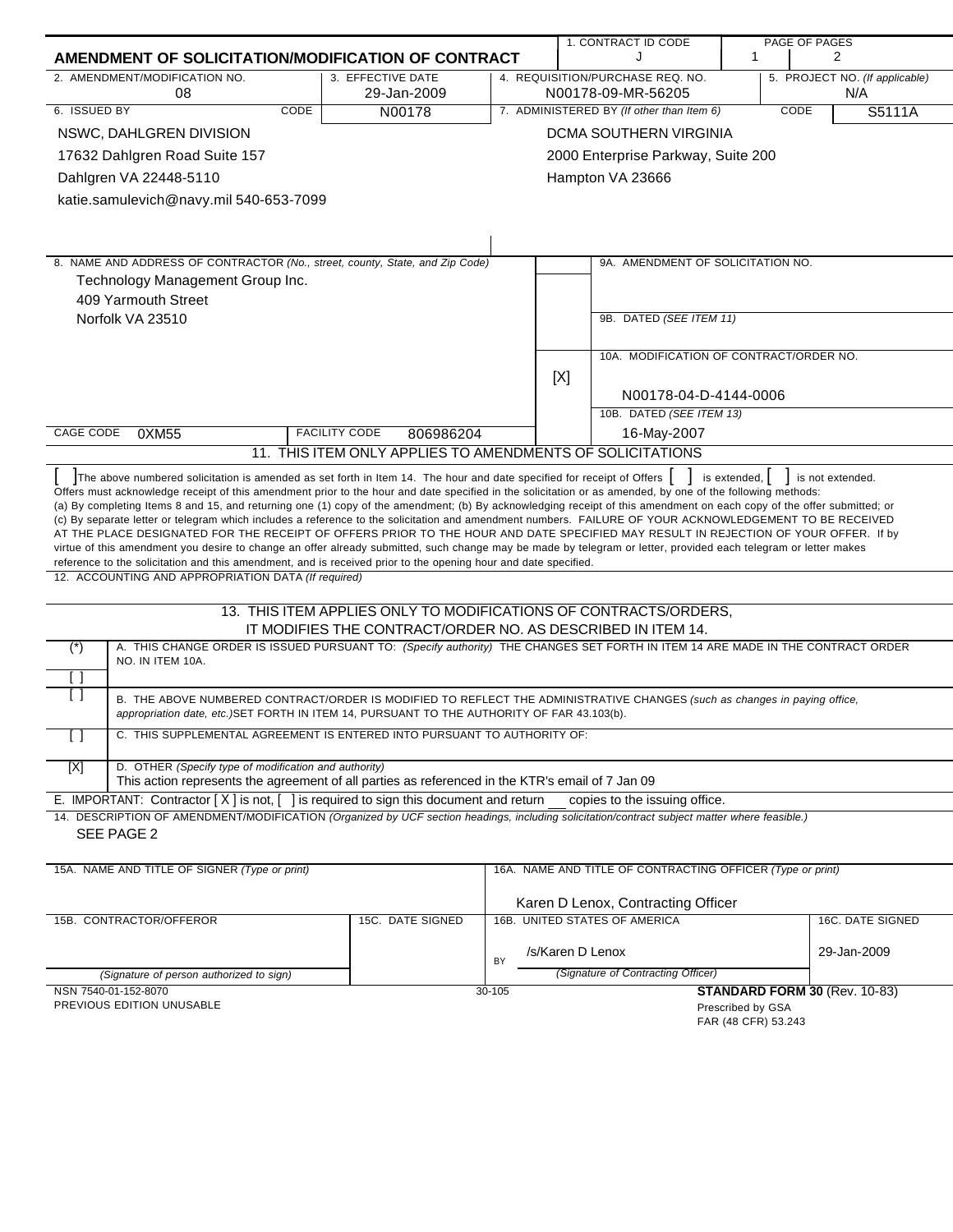# AMENDMENT OF SOLICITATION/MODIFICATION OF CONTRACT

| 1. CONTRACT ID CODE | PAGE OF PAGES |
|---|---|
| J | 1 / 2 |

| 2. AMENDMENT/MODIFICATION NO. | 3. EFFECTIVE DATE | 4. REQUISITION/PURCHASE REQ. NO. | 5. PROJECT NO. (If applicable) |
|---|---|---|---|
| 08 | 29-Jan-2009 | N00178-09-MR-56205 | N/A |

| 6. ISSUED BY | CODE | 7. ADMINISTERED BY (If other than Item 6) | CODE |
|---|---|---|---|
| NSWC, DAHLGREN DIVISION<br>17632 Dahlgren Road Suite 157<br>Dahlgren VA 22448-5110<br>katie.samulevich@navy.mil 540-653-7099 | N00178 | DCMA SOUTHERN VIRGINIA<br>2000 Enterprise Parkway, Suite 200<br>Hampton VA 23666 | S5111A |

8. NAME AND ADDRESS OF CONTRACTOR (No., street, county, State, and Zip Code)
Technology Management Group Inc.
409 Yarmouth Street
Norfolk VA 23510

9A. AMENDMENT OF SOLICITATION NO.

9B. DATED (SEE ITEM 11)

[X] 10A. MODIFICATION OF CONTRACT/ORDER NO.
N00178-04-D-4144-0006

10B. DATED (SEE ITEM 13)
16-May-2007

CAGE CODE 0XM55 | FACILITY CODE 806986204

## 11. THIS ITEM ONLY APPLIES TO AMENDMENTS OF SOLICITATIONS

[ ] The above numbered solicitation is amended as set forth in Item 14. The hour and date specified for receipt of Offers [ ] is extended, [ ] is not extended.
Offers must acknowledge receipt of this amendment prior to the hour and date specified in the solicitation or as amended, by one of the following methods:
(a) By completing Items 8 and 15, and returning one (1) copy of the amendment; (b) By acknowledging receipt of this amendment on each copy of the offer submitted; or (c) By separate letter or telegram which includes a reference to the solicitation and amendment numbers. FAILURE OF YOUR ACKNOWLEDGEMENT TO BE RECEIVED AT THE PLACE DESIGNATED FOR THE RECEIPT OF OFFERS PRIOR TO THE HOUR AND DATE SPECIFIED MAY RESULT IN REJECTION OF YOUR OFFER. If by virtue of this amendment you desire to change an offer already submitted, such change may be made by telegram or letter, provided each telegram or letter makes reference to the solicitation and this amendment, and is received prior to the opening hour and date specified.

12. ACCOUNTING AND APPROPRIATION DATA (If required)

## 13. THIS ITEM APPLIES ONLY TO MODIFICATIONS OF CONTRACTS/ORDERS, IT MODIFIES THE CONTRACT/ORDER NO. AS DESCRIBED IN ITEM 14.

| | |
|---|---|
| (*) | A. THIS CHANGE ORDER IS ISSUED PURSUANT TO: (Specify authority) THE CHANGES SET FORTH IN ITEM 14 ARE MADE IN THE CONTRACT ORDER NO. IN ITEM 10A. |
| [ ] | |
| [ ] | B. THE ABOVE NUMBERED CONTRACT/ORDER IS MODIFIED TO REFLECT THE ADMINISTRATIVE CHANGES (such as changes in paying office, appropriation date, etc.)SET FORTH IN ITEM 14, PURSUANT TO THE AUTHORITY OF FAR 43.103(b). |
| [ ] | C. THIS SUPPLEMENTAL AGREEMENT IS ENTERED INTO PURSUANT TO AUTHORITY OF: |
| [X] | D. OTHER (Specify type of modification and authority)<br>This action represents the agreement of all parties as referenced in the KTR's email of 7 Jan 09 |

E. IMPORTANT: Contractor [ X ] is not, [ ] is required to sign this document and return __ copies to the issuing office.

14. DESCRIPTION OF AMENDMENT/MODIFICATION (Organized by UCF section headings, including solicitation/contract subject matter where feasible.)
SEE PAGE 2

| 15A. NAME AND TITLE OF SIGNER (Type or print) | | 16A. NAME AND TITLE OF CONTRACTING OFFICER (Type or print) | |
|---|---|---|---|
| | | Karen D Lenox, Contracting Officer | |
| 15B. CONTRACTOR/OFFEROR | 15C. DATE SIGNED | 16B. UNITED STATES OF AMERICA | 16C. DATE SIGNED |
| | | BY /s/Karen D Lenox | 29-Jan-2009 |
| (Signature of person authorized to sign) | | (Signature of Contracting Officer) | |

NSN 7540-01-152-8070
PREVIOUS EDITION UNUSABLE
30-105
**STANDARD FORM 30** (Rev. 10-83)
Prescribed by GSA
FAR (48 CFR) 53.243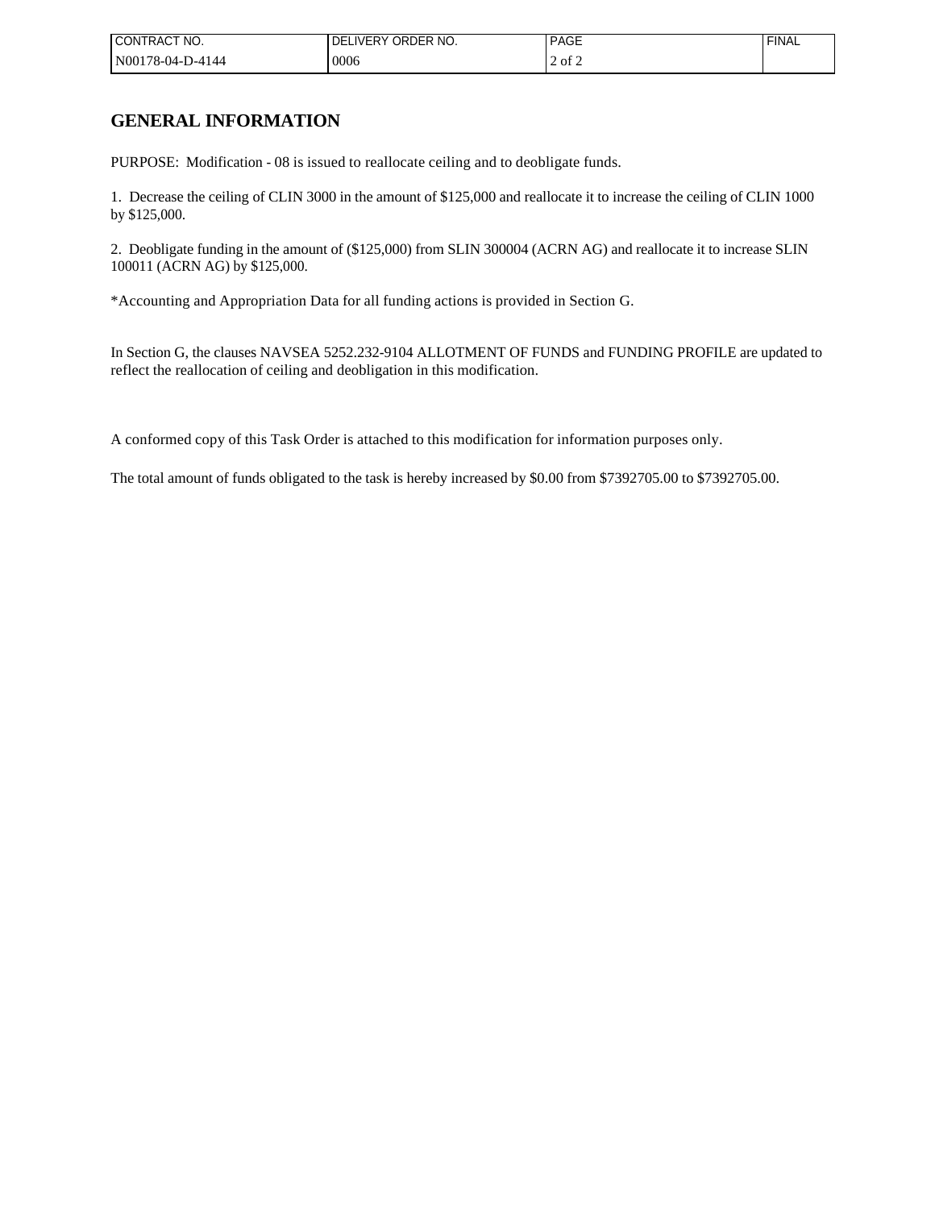## GENERAL INFORMATION

PURPOSE: Modification - 08 is issued to reallocate ceiling and to deobligate funds.

1. Decrease the ceiling of CLIN 3000 in the amount of $125,000 and reallocate it to increase the ceiling of CLIN 1000 by $125,000.

2. Deobligate funding in the amount of ($125,000) from SLIN 300004 (ACRN AG) and reallocate it to increase SLIN 100011 (ACRN AG) by $125,000.

*Accounting and Appropriation Data for all funding actions is provided in Section G.

In Section G, the clauses NAVSEA 5252.232-9104 ALLOTMENT OF FUNDS and FUNDING PROFILE are updated to reflect the reallocation of ceiling and deobligation in this modification.

A conformed copy of this Task Order is attached to this modification for information purposes only.

The total amount of funds obligated to the task is hereby increased by $0.00 from $7392705.00 to $7392705.00.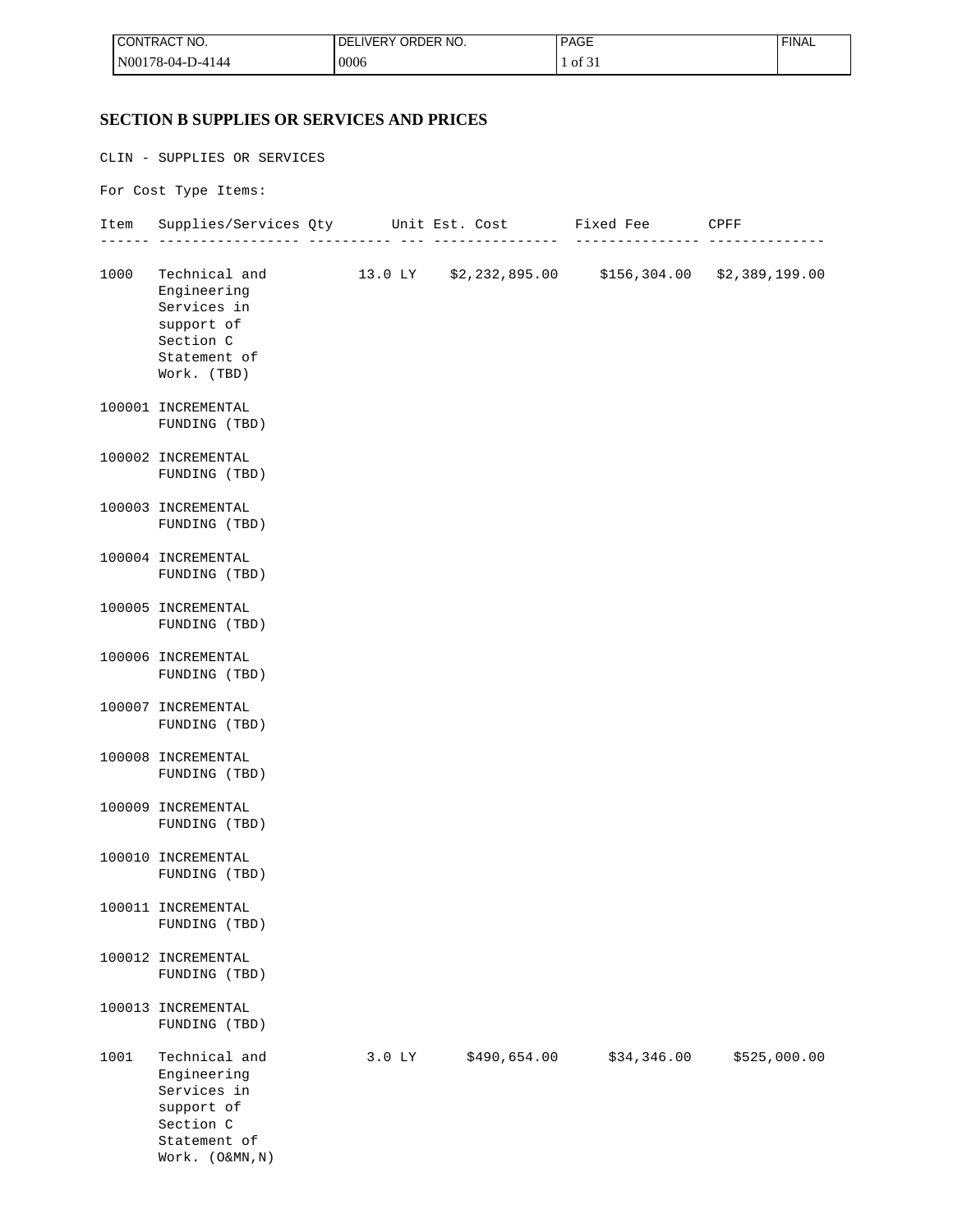## SECTION B SUPPLIES OR SERVICES AND PRICES

CLIN - SUPPLIES OR SERVICES

For Cost Type Items:

| Item | Supplies/Services | Qty | Unit | Est. Cost | Fixed Fee | CPFF |
|---|---|---|---|---|---|---|
| 1000 | Technical and Engineering Services in support of Section C Statement of Work. (TBD) | 13.0 | LY | $2,232,895.00 | $156,304.00 | $2,389,199.00 |
| 100001 | INCREMENTAL FUNDING (TBD) | | | | | |
| 100002 | INCREMENTAL FUNDING (TBD) | | | | | |
| 100003 | INCREMENTAL FUNDING (TBD) | | | | | |
| 100004 | INCREMENTAL FUNDING (TBD) | | | | | |
| 100005 | INCREMENTAL FUNDING (TBD) | | | | | |
| 100006 | INCREMENTAL FUNDING (TBD) | | | | | |
| 100007 | INCREMENTAL FUNDING (TBD) | | | | | |
| 100008 | INCREMENTAL FUNDING (TBD) | | | | | |
| 100009 | INCREMENTAL FUNDING (TBD) | | | | | |
| 100010 | INCREMENTAL FUNDING (TBD) | | | | | |
| 100011 | INCREMENTAL FUNDING (TBD) | | | | | |
| 100012 | INCREMENTAL FUNDING (TBD) | | | | | |
| 100013 | INCREMENTAL FUNDING (TBD) | | | | | |
| 1001 | Technical and Engineering Services in support of Section C Statement of Work. (O&MN,N) | 3.0 | LY | $490,654.00 | $34,346.00 | $525,000.00 |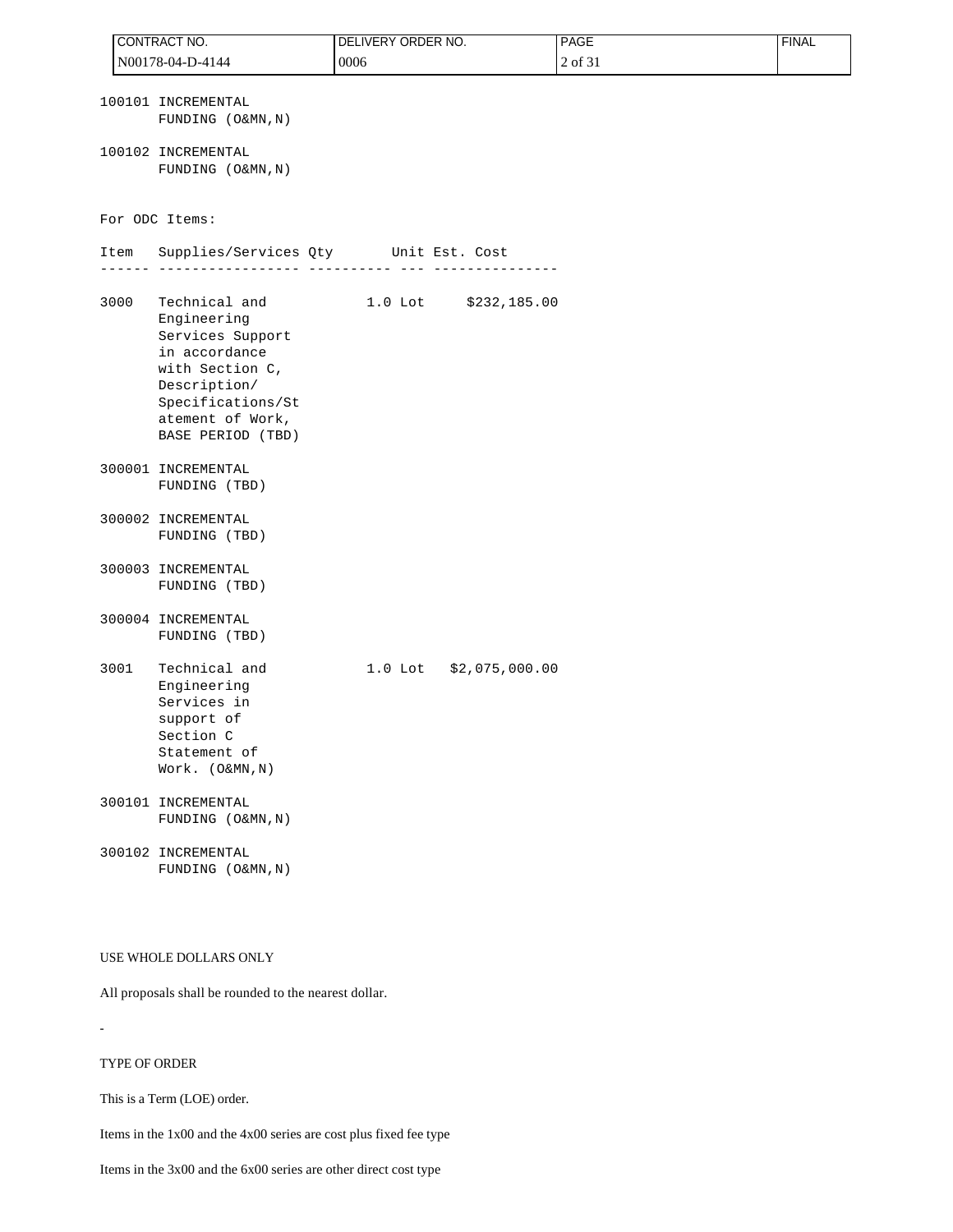100101 INCREMENTAL FUNDING (O&MN,N)

100102 INCREMENTAL FUNDING (O&MN,N)

For ODC Items:

| Item | Supplies/Services | Qty | Unit | Est. Cost |
|---|---|---|---|---|
| 3000 | Technical and Engineering Services Support in accordance with Section C, Description/ Specifications/Statement of Work, BASE PERIOD (TBD) | 1.0 | Lot | $232,185.00 |
| 300001 | INCREMENTAL FUNDING (TBD) | | | |
| 300002 | INCREMENTAL FUNDING (TBD) | | | |
| 300003 | INCREMENTAL FUNDING (TBD) | | | |
| 300004 | INCREMENTAL FUNDING (TBD) | | | |
| 3001 | Technical and Engineering Services in support of Section C Statement of Work. (O&MN,N) | 1.0 | Lot | $2,075,000.00 |
| 300101 | INCREMENTAL FUNDING (O&MN,N) | | | |
| 300102 | INCREMENTAL FUNDING (O&MN,N) | | | |

USE WHOLE DOLLARS ONLY

All proposals shall be rounded to the nearest dollar.

-

TYPE OF ORDER

This is a Term (LOE) order.

Items in the 1x00 and the 4x00 series are cost plus fixed fee type

Items in the 3x00 and the 6x00 series are other direct cost type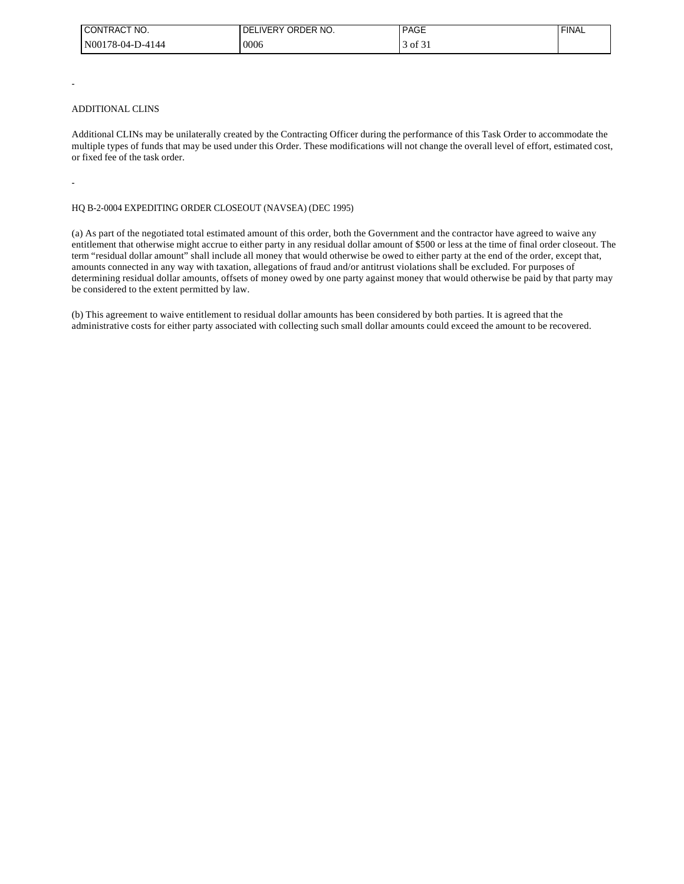-

ADDITIONAL CLINS

Additional CLINs may be unilaterally created by the Contracting Officer during the performance of this Task Order to accommodate the multiple types of funds that may be used under this Order. These modifications will not change the overall level of effort, estimated cost, or fixed fee of the task order.

-

HQ B-2-0004 EXPEDITING ORDER CLOSEOUT (NAVSEA) (DEC 1995)

(a) As part of the negotiated total estimated amount of this order, both the Government and the contractor have agreed to waive any entitlement that otherwise might accrue to either party in any residual dollar amount of $500 or less at the time of final order closeout. The term "residual dollar amount" shall include all money that would otherwise be owed to either party at the end of the order, except that, amounts connected in any way with taxation, allegations of fraud and/or antitrust violations shall be excluded. For purposes of determining residual dollar amounts, offsets of money owed by one party against money that would otherwise be paid by that party may be considered to the extent permitted by law.

(b) This agreement to waive entitlement to residual dollar amounts has been considered by both parties. It is agreed that the administrative costs for either party associated with collecting such small dollar amounts could exceed the amount to be recovered.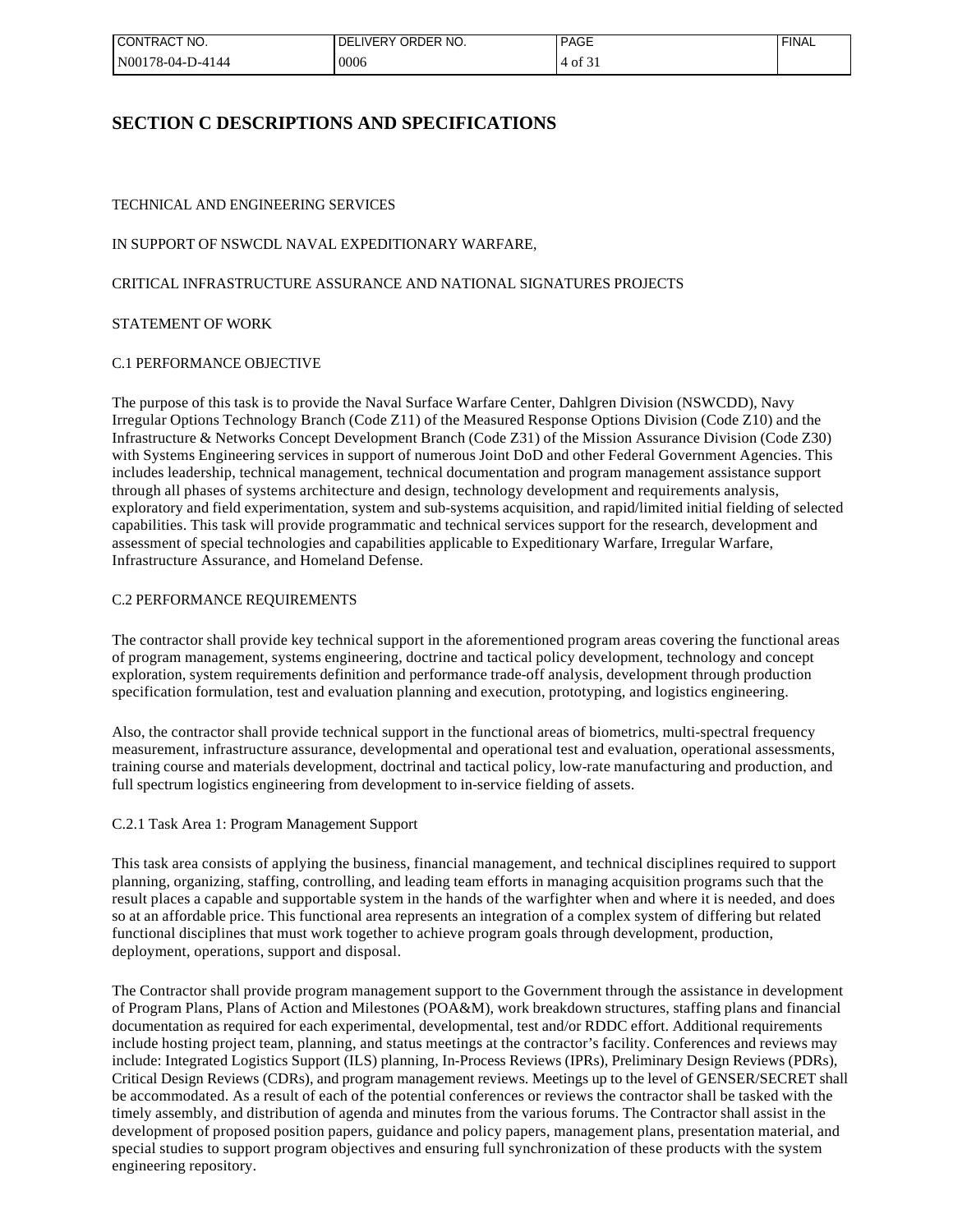# SECTION C DESCRIPTIONS AND SPECIFICATIONS

TECHNICAL AND ENGINEERING SERVICES

IN SUPPORT OF NSWCDL NAVAL EXPEDITIONARY WARFARE,

CRITICAL INFRASTRUCTURE ASSURANCE AND NATIONAL SIGNATURES PROJECTS

STATEMENT OF WORK

C.1 PERFORMANCE OBJECTIVE

The purpose of this task is to provide the Naval Surface Warfare Center, Dahlgren Division (NSWCDD), Navy Irregular Options Technology Branch (Code Z11) of the Measured Response Options Division (Code Z10) and the Infrastructure & Networks Concept Development Branch (Code Z31) of the Mission Assurance Division (Code Z30) with Systems Engineering services in support of numerous Joint DoD and other Federal Government Agencies. This includes leadership, technical management, technical documentation and program management assistance support through all phases of systems architecture and design, technology development and requirements analysis, exploratory and field experimentation, system and sub-systems acquisition, and rapid/limited initial fielding of selected capabilities. This task will provide programmatic and technical services support for the research, development and assessment of special technologies and capabilities applicable to Expeditionary Warfare, Irregular Warfare, Infrastructure Assurance, and Homeland Defense.

C.2 PERFORMANCE REQUIREMENTS

The contractor shall provide key technical support in the aforementioned program areas covering the functional areas of program management, systems engineering, doctrine and tactical policy development, technology and concept exploration, system requirements definition and performance trade-off analysis, development through production specification formulation, test and evaluation planning and execution, prototyping, and logistics engineering.

Also, the contractor shall provide technical support in the functional areas of biometrics, multi-spectral frequency measurement, infrastructure assurance, developmental and operational test and evaluation, operational assessments, training course and materials development, doctrinal and tactical policy, low-rate manufacturing and production, and full spectrum logistics engineering from development to in-service fielding of assets.

C.2.1 Task Area 1: Program Management Support

This task area consists of applying the business, financial management, and technical disciplines required to support planning, organizing, staffing, controlling, and leading team efforts in managing acquisition programs such that the result places a capable and supportable system in the hands of the warfighter when and where it is needed, and does so at an affordable price. This functional area represents an integration of a complex system of differing but related functional disciplines that must work together to achieve program goals through development, production, deployment, operations, support and disposal.

The Contractor shall provide program management support to the Government through the assistance in development of Program Plans, Plans of Action and Milestones (POA&M), work breakdown structures, staffing plans and financial documentation as required for each experimental, developmental, test and/or RDDC effort. Additional requirements include hosting project team, planning, and status meetings at the contractor's facility. Conferences and reviews may include: Integrated Logistics Support (ILS) planning, In-Process Reviews (IPRs), Preliminary Design Reviews (PDRs), Critical Design Reviews (CDRs), and program management reviews. Meetings up to the level of GENSER/SECRET shall be accommodated. As a result of each of the potential conferences or reviews the contractor shall be tasked with the timely assembly, and distribution of agenda and minutes from the various forums. The Contractor shall assist in the development of proposed position papers, guidance and policy papers, management plans, presentation material, and special studies to support program objectives and ensuring full synchronization of these products with the system engineering repository.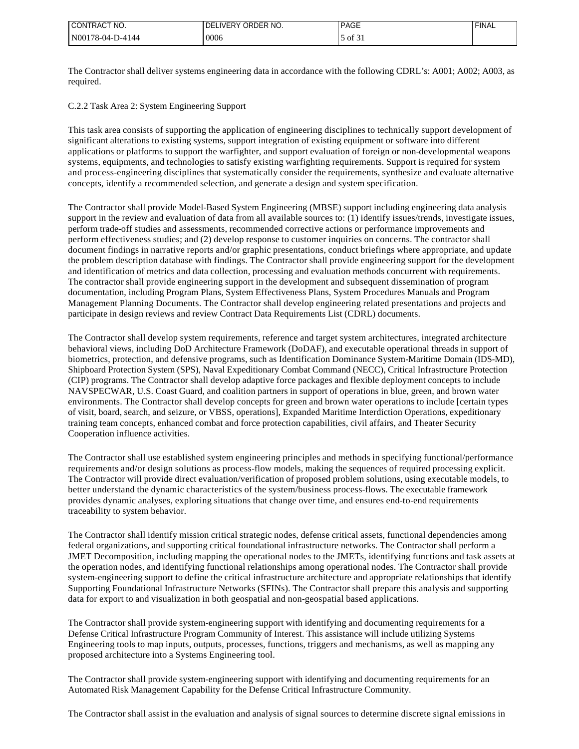The Contractor shall deliver systems engineering data in accordance with the following CDRL's: A001; A002; A003, as required.

C.2.2 Task Area 2: System Engineering Support

This task area consists of supporting the application of engineering disciplines to technically support development of significant alterations to existing systems, support integration of existing equipment or software into different applications or platforms to support the warfighter, and support evaluation of foreign or non-developmental weapons systems, equipments, and technologies to satisfy existing warfighting requirements. Support is required for system and process-engineering disciplines that systematically consider the requirements, synthesize and evaluate alternative concepts, identify a recommended selection, and generate a design and system specification.

The Contractor shall provide Model-Based System Engineering (MBSE) support including engineering data analysis support in the review and evaluation of data from all available sources to: (1) identify issues/trends, investigate issues, perform trade-off studies and assessments, recommended corrective actions or performance improvements and perform effectiveness studies; and (2) develop response to customer inquiries on concerns. The contractor shall document findings in narrative reports and/or graphic presentations, conduct briefings where appropriate, and update the problem description database with findings. The Contractor shall provide engineering support for the development and identification of metrics and data collection, processing and evaluation methods concurrent with requirements. The contractor shall provide engineering support in the development and subsequent dissemination of program documentation, including Program Plans, System Effectiveness Plans, System Procedures Manuals and Program Management Planning Documents. The Contractor shall develop engineering related presentations and projects and participate in design reviews and review Contract Data Requirements List (CDRL) documents.

The Contractor shall develop system requirements, reference and target system architectures, integrated architecture behavioral views, including DoD Architecture Framework (DoDAF), and executable operational threads in support of biometrics, protection, and defensive programs, such as Identification Dominance System-Maritime Domain (IDS-MD), Shipboard Protection System (SPS), Naval Expeditionary Combat Command (NECC), Critical Infrastructure Protection (CIP) programs. The Contractor shall develop adaptive force packages and flexible deployment concepts to include NAVSPECWAR, U.S. Coast Guard, and coalition partners in support of operations in blue, green, and brown water environments. The Contractor shall develop concepts for green and brown water operations to include [certain types of visit, board, search, and seizure, or VBSS, operations], Expanded Maritime Interdiction Operations, expeditionary training team concepts, enhanced combat and force protection capabilities, civil affairs, and Theater Security Cooperation influence activities.

The Contractor shall use established system engineering principles and methods in specifying functional/performance requirements and/or design solutions as process-flow models, making the sequences of required processing explicit. The Contractor will provide direct evaluation/verification of proposed problem solutions, using executable models, to better understand the dynamic characteristics of the system/business process-flows. The executable framework provides dynamic analyses, exploring situations that change over time, and ensures end-to-end requirements traceability to system behavior.

The Contractor shall identify mission critical strategic nodes, defense critical assets, functional dependencies among federal organizations, and supporting critical foundational infrastructure networks. The Contractor shall perform a JMET Decomposition, including mapping the operational nodes to the JMETs, identifying functions and task assets at the operation nodes, and identifying functional relationships among operational nodes. The Contractor shall provide system-engineering support to define the critical infrastructure architecture and appropriate relationships that identify Supporting Foundational Infrastructure Networks (SFINs). The Contractor shall prepare this analysis and supporting data for export to and visualization in both geospatial and non-geospatial based applications.

The Contractor shall provide system-engineering support with identifying and documenting requirements for a Defense Critical Infrastructure Program Community of Interest. This assistance will include utilizing Systems Engineering tools to map inputs, outputs, processes, functions, triggers and mechanisms, as well as mapping any proposed architecture into a Systems Engineering tool.

The Contractor shall provide system-engineering support with identifying and documenting requirements for an Automated Risk Management Capability for the Defense Critical Infrastructure Community.

The Contractor shall assist in the evaluation and analysis of signal sources to determine discrete signal emissions in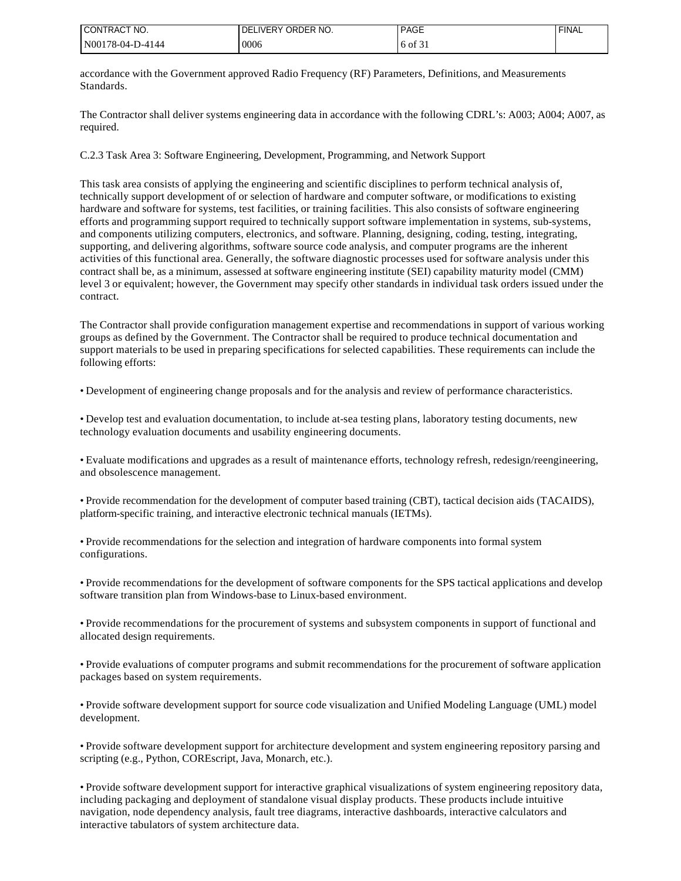accordance with the Government approved Radio Frequency (RF) Parameters, Definitions, and Measurements Standards.

The Contractor shall deliver systems engineering data in accordance with the following CDRL's: A003; A004; A007, as required.

C.2.3 Task Area 3: Software Engineering, Development, Programming, and Network Support

This task area consists of applying the engineering and scientific disciplines to perform technical analysis of, technically support development of or selection of hardware and computer software, or modifications to existing hardware and software for systems, test facilities, or training facilities. This also consists of software engineering efforts and programming support required to technically support software implementation in systems, sub-systems, and components utilizing computers, electronics, and software. Planning, designing, coding, testing, integrating, supporting, and delivering algorithms, software source code analysis, and computer programs are the inherent activities of this functional area. Generally, the software diagnostic processes used for software analysis under this contract shall be, as a minimum, assessed at software engineering institute (SEI) capability maturity model (CMM) level 3 or equivalent; however, the Government may specify other standards in individual task orders issued under the contract.

The Contractor shall provide configuration management expertise and recommendations in support of various working groups as defined by the Government. The Contractor shall be required to produce technical documentation and support materials to be used in preparing specifications for selected capabilities. These requirements can include the following efforts:

- Development of engineering change proposals and for the analysis and review of performance characteristics.

- Develop test and evaluation documentation, to include at-sea testing plans, laboratory testing documents, new technology evaluation documents and usability engineering documents.

- Evaluate modifications and upgrades as a result of maintenance efforts, technology refresh, redesign/reengineering, and obsolescence management.

- Provide recommendation for the development of computer based training (CBT), tactical decision aids (TACAIDS), platform-specific training, and interactive electronic technical manuals (IETMs).

- Provide recommendations for the selection and integration of hardware components into formal system configurations.

- Provide recommendations for the development of software components for the SPS tactical applications and develop software transition plan from Windows-base to Linux-based environment.

- Provide recommendations for the procurement of systems and subsystem components in support of functional and allocated design requirements.

- Provide evaluations of computer programs and submit recommendations for the procurement of software application packages based on system requirements.

- Provide software development support for source code visualization and Unified Modeling Language (UML) model development.

- Provide software development support for architecture development and system engineering repository parsing and scripting (e.g., Python, COREscript, Java, Monarch, etc.).

- Provide software development support for interactive graphical visualizations of system engineering repository data, including packaging and deployment of standalone visual display products. These products include intuitive navigation, node dependency analysis, fault tree diagrams, interactive dashboards, interactive calculators and interactive tabulators of system architecture data.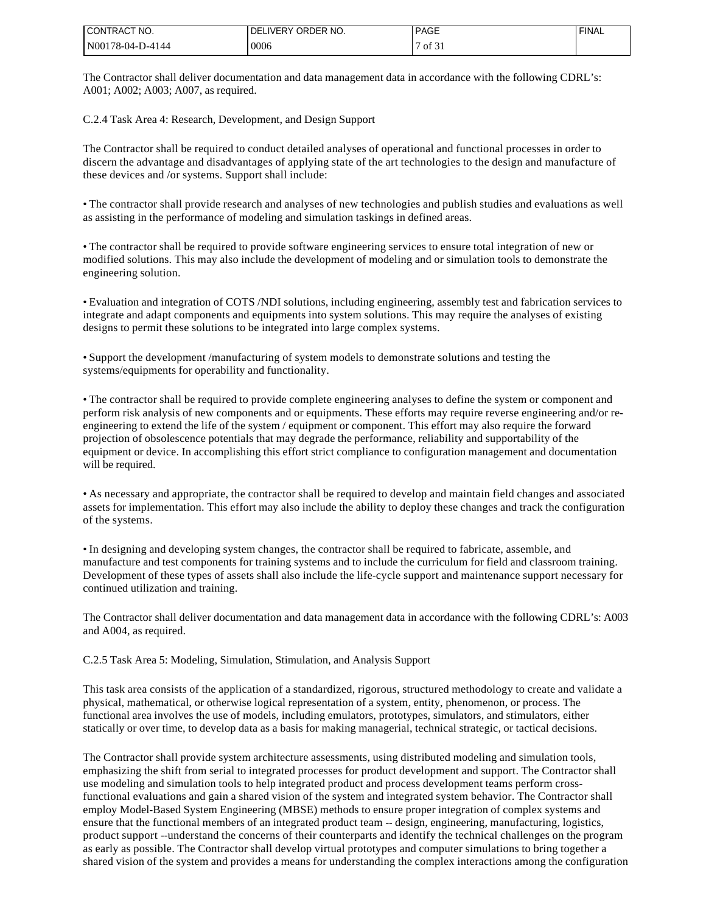The Contractor shall deliver documentation and data management data in accordance with the following CDRL's: A001; A002; A003; A007, as required.

C.2.4 Task Area 4: Research, Development, and Design Support

The Contractor shall be required to conduct detailed analyses of operational and functional processes in order to discern the advantage and disadvantages of applying state of the art technologies to the design and manufacture of these devices and /or systems. Support shall include:

• The contractor shall provide research and analyses of new technologies and publish studies and evaluations as well as assisting in the performance of modeling and simulation taskings in defined areas.

• The contractor shall be required to provide software engineering services to ensure total integration of new or modified solutions. This may also include the development of modeling and or simulation tools to demonstrate the engineering solution.

• Evaluation and integration of COTS /NDI solutions, including engineering, assembly test and fabrication services to integrate and adapt components and equipments into system solutions. This may require the analyses of existing designs to permit these solutions to be integrated into large complex systems.

• Support the development /manufacturing of system models to demonstrate solutions and testing the systems/equipments for operability and functionality.

• The contractor shall be required to provide complete engineering analyses to define the system or component and perform risk analysis of new components and or equipments. These efforts may require reverse engineering and/or re-engineering to extend the life of the system / equipment or component. This effort may also require the forward projection of obsolescence potentials that may degrade the performance, reliability and supportability of the equipment or device. In accomplishing this effort strict compliance to configuration management and documentation will be required.

• As necessary and appropriate, the contractor shall be required to develop and maintain field changes and associated assets for implementation. This effort may also include the ability to deploy these changes and track the configuration of the systems.

• In designing and developing system changes, the contractor shall be required to fabricate, assemble, and manufacture and test components for training systems and to include the curriculum for field and classroom training. Development of these types of assets shall also include the life-cycle support and maintenance support necessary for continued utilization and training.

The Contractor shall deliver documentation and data management data in accordance with the following CDRL's: A003 and A004, as required.

C.2.5 Task Area 5: Modeling, Simulation, Stimulation, and Analysis Support

This task area consists of the application of a standardized, rigorous, structured methodology to create and validate a physical, mathematical, or otherwise logical representation of a system, entity, phenomenon, or process. The functional area involves the use of models, including emulators, prototypes, simulators, and stimulators, either statically or over time, to develop data as a basis for making managerial, technical strategic, or tactical decisions.

The Contractor shall provide system architecture assessments, using distributed modeling and simulation tools, emphasizing the shift from serial to integrated processes for product development and support. The Contractor shall use modeling and simulation tools to help integrated product and process development teams perform cross-functional evaluations and gain a shared vision of the system and integrated system behavior. The Contractor shall employ Model-Based System Engineering (MBSE) methods to ensure proper integration of complex systems and ensure that the functional members of an integrated product team -- design, engineering, manufacturing, logistics, product support --understand the concerns of their counterparts and identify the technical challenges on the program as early as possible. The Contractor shall develop virtual prototypes and computer simulations to bring together a shared vision of the system and provides a means for understanding the complex interactions among the configuration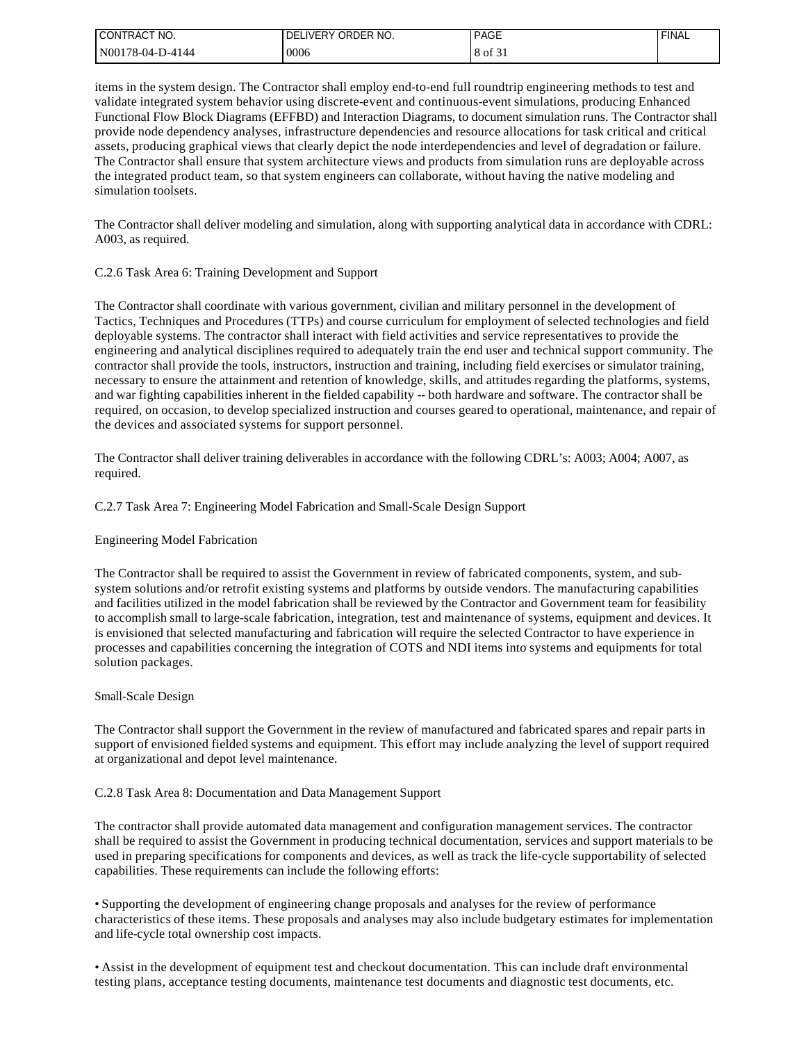items in the system design. The Contractor shall employ end-to-end full roundtrip engineering methods to test and validate integrated system behavior using discrete-event and continuous-event simulations, producing Enhanced Functional Flow Block Diagrams (EFFBD) and Interaction Diagrams, to document simulation runs. The Contractor shall provide node dependency analyses, infrastructure dependencies and resource allocations for task critical and critical assets, producing graphical views that clearly depict the node interdependencies and level of degradation or failure. The Contractor shall ensure that system architecture views and products from simulation runs are deployable across the integrated product team, so that system engineers can collaborate, without having the native modeling and simulation toolsets.

The Contractor shall deliver modeling and simulation, along with supporting analytical data in accordance with CDRL: A003, as required.

C.2.6 Task Area 6: Training Development and Support

The Contractor shall coordinate with various government, civilian and military personnel in the development of Tactics, Techniques and Procedures (TTPs) and course curriculum for employment of selected technologies and field deployable systems. The contractor shall interact with field activities and service representatives to provide the engineering and analytical disciplines required to adequately train the end user and technical support community. The contractor shall provide the tools, instructors, instruction and training, including field exercises or simulator training, necessary to ensure the attainment and retention of knowledge, skills, and attitudes regarding the platforms, systems, and war fighting capabilities inherent in the fielded capability -- both hardware and software. The contractor shall be required, on occasion, to develop specialized instruction and courses geared to operational, maintenance, and repair of the devices and associated systems for support personnel.

The Contractor shall deliver training deliverables in accordance with the following CDRL's: A003; A004; A007, as required.

C.2.7 Task Area 7: Engineering Model Fabrication and Small-Scale Design Support

Engineering Model Fabrication

The Contractor shall be required to assist the Government in review of fabricated components, system, and sub-system solutions and/or retrofit existing systems and platforms by outside vendors. The manufacturing capabilities and facilities utilized in the model fabrication shall be reviewed by the Contractor and Government team for feasibility to accomplish small to large-scale fabrication, integration, test and maintenance of systems, equipment and devices. It is envisioned that selected manufacturing and fabrication will require the selected Contractor to have experience in processes and capabilities concerning the integration of COTS and NDI items into systems and equipments for total solution packages.

Small-Scale Design

The Contractor shall support the Government in the review of manufactured and fabricated spares and repair parts in support of envisioned fielded systems and equipment. This effort may include analyzing the level of support required at organizational and depot level maintenance.

C.2.8 Task Area 8: Documentation and Data Management Support

The contractor shall provide automated data management and configuration management services. The contractor shall be required to assist the Government in producing technical documentation, services and support materials to be used in preparing specifications for components and devices, as well as track the life-cycle supportability of selected capabilities. These requirements can include the following efforts:

- Supporting the development of engineering change proposals and analyses for the review of performance characteristics of these items. These proposals and analyses may also include budgetary estimates for implementation and life-cycle total ownership cost impacts.

- Assist in the development of equipment test and checkout documentation. This can include draft environmental testing plans, acceptance testing documents, maintenance test documents and diagnostic test documents, etc.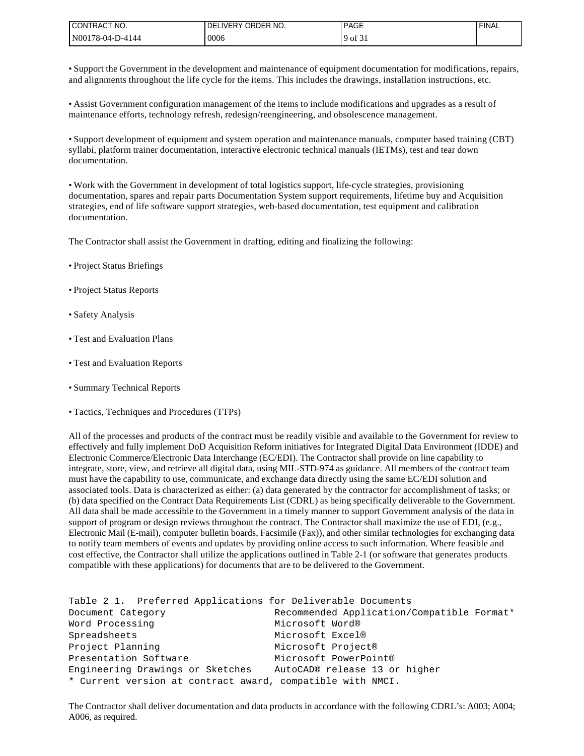• Support the Government in the development and maintenance of equipment documentation for modifications, repairs, and alignments throughout the life cycle for the items. This includes the drawings, installation instructions, etc.

• Assist Government configuration management of the items to include modifications and upgrades as a result of maintenance efforts, technology refresh, redesign/reengineering, and obsolescence management.

• Support development of equipment and system operation and maintenance manuals, computer based training (CBT) syllabi, platform trainer documentation, interactive electronic technical manuals (IETMs), test and tear down documentation.

• Work with the Government in development of total logistics support, life-cycle strategies, provisioning documentation, spares and repair parts Documentation System support requirements, lifetime buy and Acquisition strategies, end of life software support strategies, web-based documentation, test equipment and calibration documentation.

The Contractor shall assist the Government in drafting, editing and finalizing the following:

• Project Status Briefings

• Project Status Reports

• Safety Analysis

• Test and Evaluation Plans

• Test and Evaluation Reports

• Summary Technical Reports

• Tactics, Techniques and Procedures (TTPs)

All of the processes and products of the contract must be readily visible and available to the Government for review to effectively and fully implement DoD Acquisition Reform initiatives for Integrated Digital Data Environment (IDDE) and Electronic Commerce/Electronic Data Interchange (EC/EDI). The Contractor shall provide on line capability to integrate, store, view, and retrieve all digital data, using MIL-STD-974 as guidance. All members of the contract team must have the capability to use, communicate, and exchange data directly using the same EC/EDI solution and associated tools. Data is characterized as either: (a) data generated by the contractor for accomplishment of tasks; or (b) data specified on the Contract Data Requirements List (CDRL) as being specifically deliverable to the Government. All data shall be made accessible to the Government in a timely manner to support Government analysis of the data in support of program or design reviews throughout the contract. The Contractor shall maximize the use of EDI, (e.g., Electronic Mail (E-mail), computer bulletin boards, Facsimile (Fax)), and other similar technologies for exchanging data to notify team members of events and updates by providing online access to such information. Where feasible and cost effective, the Contractor shall utilize the applications outlined in Table 2-1 (or software that generates products compatible with these applications) for documents that are to be delivered to the Government.

Table 2 1. Preferred Applications for Deliverable Documents

| Document Category | Recommended Application/Compatible Format* |
|---|---|
| Word Processing | Microsoft Word® |
| Spreadsheets | Microsoft Excel® |
| Project Planning | Microsoft Project® |
| Presentation Software | Microsoft PowerPoint® |
| Engineering Drawings or Sketches | AutoCAD® release 13 or higher |

* Current version at contract award, compatible with NMCI.

The Contractor shall deliver documentation and data products in accordance with the following CDRL's: A003; A004; A006, as required.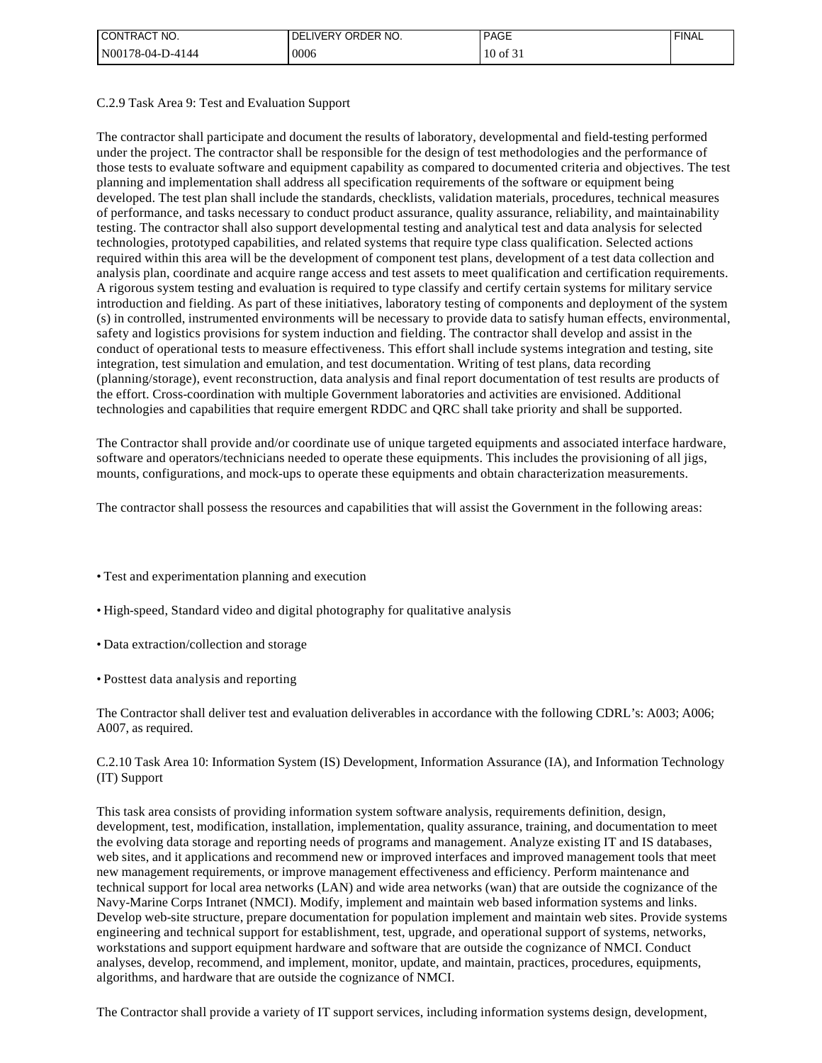C.2.9 Task Area 9: Test and Evaluation Support

The contractor shall participate and document the results of laboratory, developmental and field-testing performed under the project. The contractor shall be responsible for the design of test methodologies and the performance of those tests to evaluate software and equipment capability as compared to documented criteria and objectives. The test planning and implementation shall address all specification requirements of the software or equipment being developed. The test plan shall include the standards, checklists, validation materials, procedures, technical measures of performance, and tasks necessary to conduct product assurance, quality assurance, reliability, and maintainability testing. The contractor shall also support developmental testing and analytical test and data analysis for selected technologies, prototyped capabilities, and related systems that require type class qualification. Selected actions required within this area will be the development of component test plans, development of a test data collection and analysis plan, coordinate and acquire range access and test assets to meet qualification and certification requirements. A rigorous system testing and evaluation is required to type classify and certify certain systems for military service introduction and fielding. As part of these initiatives, laboratory testing of components and deployment of the system (s) in controlled, instrumented environments will be necessary to provide data to satisfy human effects, environmental, safety and logistics provisions for system induction and fielding. The contractor shall develop and assist in the conduct of operational tests to measure effectiveness. This effort shall include systems integration and testing, site integration, test simulation and emulation, and test documentation. Writing of test plans, data recording (planning/storage), event reconstruction, data analysis and final report documentation of test results are products of the effort. Cross-coordination with multiple Government laboratories and activities are envisioned. Additional technologies and capabilities that require emergent RDDC and QRC shall take priority and shall be supported.

The Contractor shall provide and/or coordinate use of unique targeted equipments and associated interface hardware, software and operators/technicians needed to operate these equipments. This includes the provisioning of all jigs, mounts, configurations, and mock-ups to operate these equipments and obtain characterization measurements.

The contractor shall possess the resources and capabilities that will assist the Government in the following areas:

- Test and experimentation planning and execution
- High-speed, Standard video and digital photography for qualitative analysis
- Data extraction/collection and storage
- Posttest data analysis and reporting

The Contractor shall deliver test and evaluation deliverables in accordance with the following CDRL's: A003; A006; A007, as required.

C.2.10 Task Area 10: Information System (IS) Development, Information Assurance (IA), and Information Technology (IT) Support

This task area consists of providing information system software analysis, requirements definition, design, development, test, modification, installation, implementation, quality assurance, training, and documentation to meet the evolving data storage and reporting needs of programs and management. Analyze existing IT and IS databases, web sites, and it applications and recommend new or improved interfaces and improved management tools that meet new management requirements, or improve management effectiveness and efficiency. Perform maintenance and technical support for local area networks (LAN) and wide area networks (wan) that are outside the cognizance of the Navy-Marine Corps Intranet (NMCI). Modify, implement and maintain web based information systems and links. Develop web-site structure, prepare documentation for population implement and maintain web sites. Provide systems engineering and technical support for establishment, test, upgrade, and operational support of systems, networks, workstations and support equipment hardware and software that are outside the cognizance of NMCI. Conduct analyses, develop, recommend, and implement, monitor, update, and maintain, practices, procedures, equipments, algorithms, and hardware that are outside the cognizance of NMCI.

The Contractor shall provide a variety of IT support services, including information systems design, development,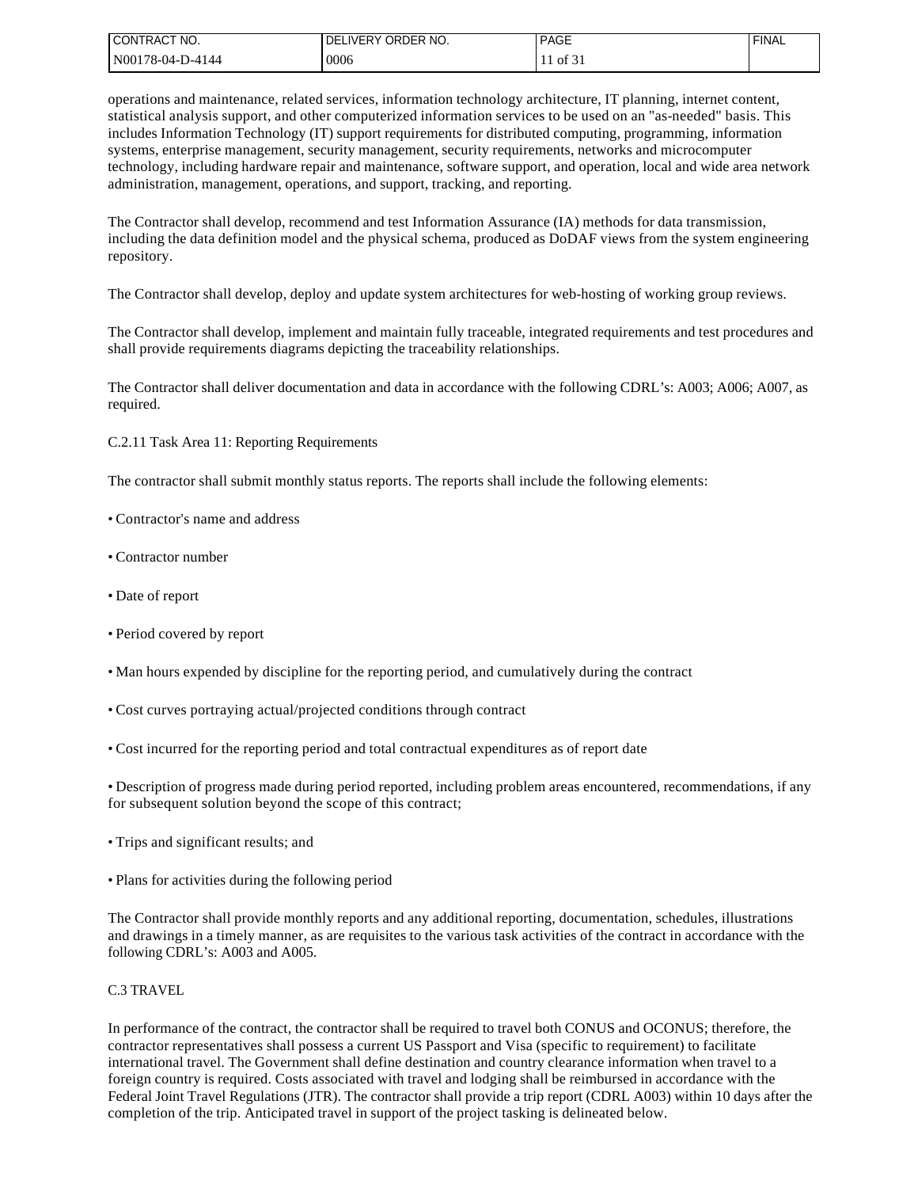operations and maintenance, related services, information technology architecture, IT planning, internet content, statistical analysis support, and other computerized information services to be used on an "as-needed" basis. This includes Information Technology (IT) support requirements for distributed computing, programming, information systems, enterprise management, security management, security requirements, networks and microcomputer technology, including hardware repair and maintenance, software support, and operation, local and wide area network administration, management, operations, and support, tracking, and reporting.

The Contractor shall develop, recommend and test Information Assurance (IA) methods for data transmission, including the data definition model and the physical schema, produced as DoDAF views from the system engineering repository.

The Contractor shall develop, deploy and update system architectures for web-hosting of working group reviews.

The Contractor shall develop, implement and maintain fully traceable, integrated requirements and test procedures and shall provide requirements diagrams depicting the traceability relationships.

The Contractor shall deliver documentation and data in accordance with the following CDRL's: A003; A006; A007, as required.

C.2.11 Task Area 11: Reporting Requirements

The contractor shall submit monthly status reports. The reports shall include the following elements:

- Contractor's name and address
- Contractor number
- Date of report
- Period covered by report
- Man hours expended by discipline for the reporting period, and cumulatively during the contract
- Cost curves portraying actual/projected conditions through contract
- Cost incurred for the reporting period and total contractual expenditures as of report date
- Description of progress made during period reported, including problem areas encountered, recommendations, if any for subsequent solution beyond the scope of this contract;
- Trips and significant results; and
- Plans for activities during the following period

The Contractor shall provide monthly reports and any additional reporting, documentation, schedules, illustrations and drawings in a timely manner, as are requisites to the various task activities of the contract in accordance with the following CDRL's: A003 and A005.

C.3 TRAVEL

In performance of the contract, the contractor shall be required to travel both CONUS and OCONUS; therefore, the contractor representatives shall possess a current US Passport and Visa (specific to requirement) to facilitate international travel. The Government shall define destination and country clearance information when travel to a foreign country is required. Costs associated with travel and lodging shall be reimbursed in accordance with the Federal Joint Travel Regulations (JTR). The contractor shall provide a trip report (CDRL A003) within 10 days after the completion of the trip. Anticipated travel in support of the project tasking is delineated below.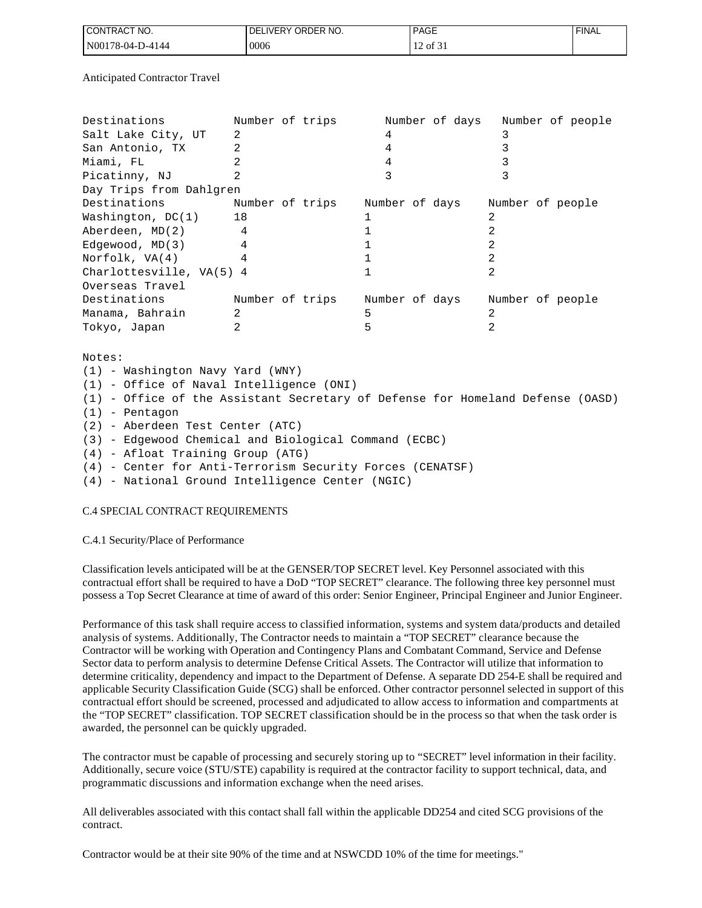Anticipated Contractor Travel

| Destinations | Number of trips | Number of days | Number of people |
|---|---|---|---|
| Salt Lake City, UT | 2 | 4 | 3 |
| San Antonio, TX | 2 | 4 | 3 |
| Miami, FL | 2 | 4 | 3 |
| Picatinny, NJ | 2 | 3 | 3 |

Day Trips from Dahlgren

| Destinations | Number of trips | Number of days | Number of people |
|---|---|---|---|
| Washington, DC(1) | 18 | 1 | 2 |
| Aberdeen, MD(2) | 4 | 1 | 2 |
| Edgewood, MD(3) | 4 | 1 | 2 |
| Norfolk, VA(4) | 4 | 1 | 2 |
| Charlottesville, VA(5) | 4 | 1 | 2 |

Overseas Travel

| Destinations | Number of trips | Number of days | Number of people |
|---|---|---|---|
| Manama, Bahrain | 2 | 5 | 2 |
| Tokyo, Japan | 2 | 5 | 2 |

Notes:
(1) - Washington Navy Yard (WNY)
(1) - Office of Naval Intelligence (ONI)
(1) - Office of the Assistant Secretary of Defense for Homeland Defense (OASD)
(1) - Pentagon
(2) - Aberdeen Test Center (ATC)
(3) - Edgewood Chemical and Biological Command (ECBC)
(4) - Afloat Training Group (ATG)
(4) - Center for Anti-Terrorism Security Forces (CENATSF)
(4) - National Ground Intelligence Center (NGIC)

## C.4 SPECIAL CONTRACT REQUIREMENTS

### C.4.1 Security/Place of Performance

Classification levels anticipated will be at the GENSER/TOP SECRET level. Key Personnel associated with this contractual effort shall be required to have a DoD "TOP SECRET" clearance. The following three key personnel must possess a Top Secret Clearance at time of award of this order: Senior Engineer, Principal Engineer and Junior Engineer.

Performance of this task shall require access to classified information, systems and system data/products and detailed analysis of systems. Additionally, The Contractor needs to maintain a "TOP SECRET" clearance because the Contractor will be working with Operation and Contingency Plans and Combatant Command, Service and Defense Sector data to perform analysis to determine Defense Critical Assets. The Contractor will utilize that information to determine criticality, dependency and impact to the Department of Defense. A separate DD 254-E shall be required and applicable Security Classification Guide (SCG) shall be enforced. Other contractor personnel selected in support of this contractual effort should be screened, processed and adjudicated to allow access to information and compartments at the "TOP SECRET" classification. TOP SECRET classification should be in the process so that when the task order is awarded, the personnel can be quickly upgraded.

The contractor must be capable of processing and securely storing up to "SECRET" level information in their facility. Additionally, secure voice (STU/STE) capability is required at the contractor facility to support technical, data, and programmatic discussions and information exchange when the need arises.

All deliverables associated with this contact shall fall within the applicable DD254 and cited SCG provisions of the contract.

Contractor would be at their site 90% of the time and at NSWCDD 10% of the time for meetings."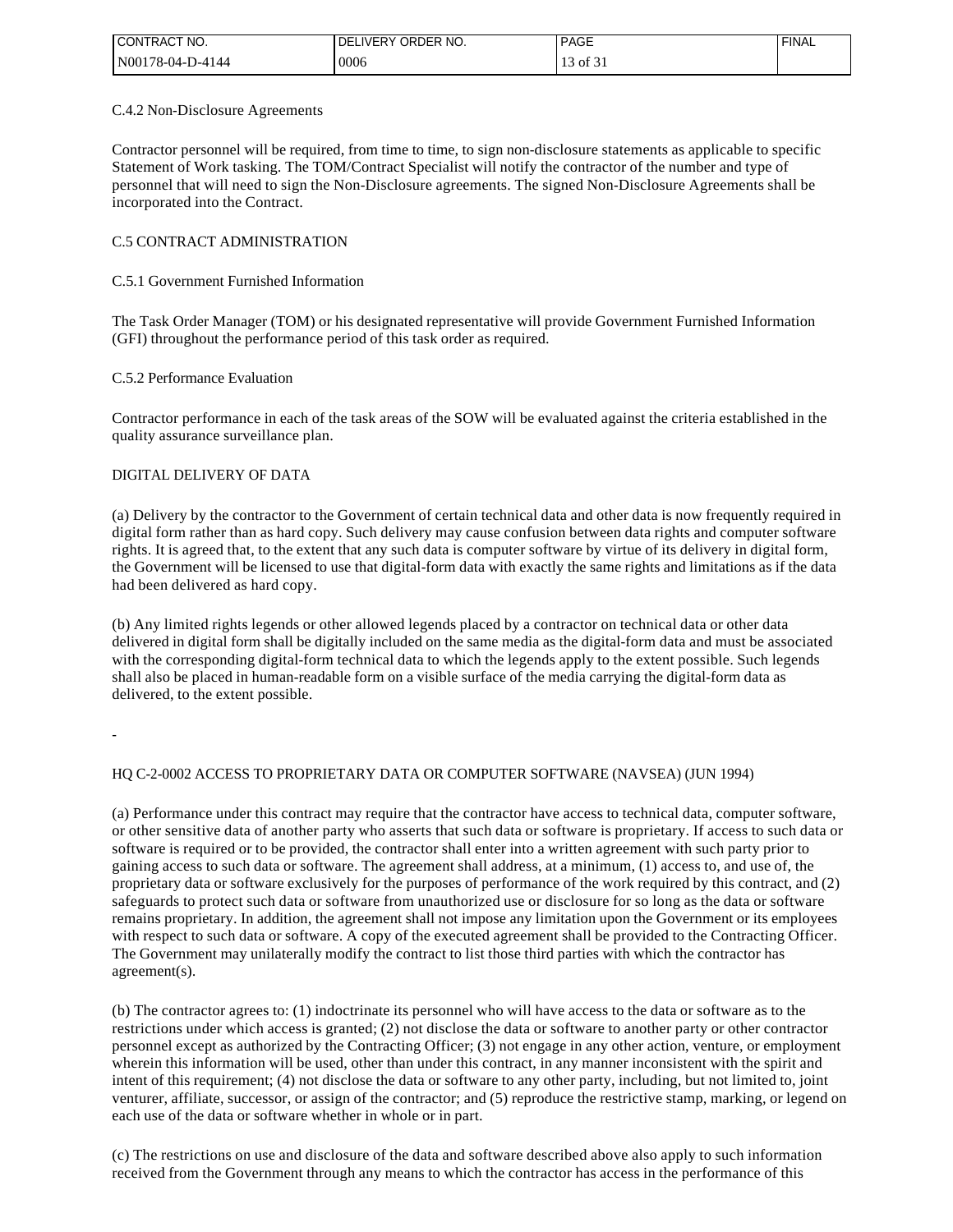C.4.2 Non-Disclosure Agreements

Contractor personnel will be required, from time to time, to sign non-disclosure statements as applicable to specific Statement of Work tasking. The TOM/Contract Specialist will notify the contractor of the number and type of personnel that will need to sign the Non-Disclosure agreements. The signed Non-Disclosure Agreements shall be incorporated into the Contract.

C.5 CONTRACT ADMINISTRATION

C.5.1 Government Furnished Information

The Task Order Manager (TOM) or his designated representative will provide Government Furnished Information (GFI) throughout the performance period of this task order as required.

C.5.2 Performance Evaluation

Contractor performance in each of the task areas of the SOW will be evaluated against the criteria established in the quality assurance surveillance plan.

DIGITAL DELIVERY OF DATA

(a) Delivery by the contractor to the Government of certain technical data and other data is now frequently required in digital form rather than as hard copy. Such delivery may cause confusion between data rights and computer software rights. It is agreed that, to the extent that any such data is computer software by virtue of its delivery in digital form, the Government will be licensed to use that digital-form data with exactly the same rights and limitations as if the data had been delivered as hard copy.

(b) Any limited rights legends or other allowed legends placed by a contractor on technical data or other data delivered in digital form shall be digitally included on the same media as the digital-form data and must be associated with the corresponding digital-form technical data to which the legends apply to the extent possible. Such legends shall also be placed in human-readable form on a visible surface of the media carrying the digital-form data as delivered, to the extent possible.

-

HQ C-2-0002 ACCESS TO PROPRIETARY DATA OR COMPUTER SOFTWARE (NAVSEA) (JUN 1994)

(a) Performance under this contract may require that the contractor have access to technical data, computer software, or other sensitive data of another party who asserts that such data or software is proprietary. If access to such data or software is required or to be provided, the contractor shall enter into a written agreement with such party prior to gaining access to such data or software. The agreement shall address, at a minimum, (1) access to, and use of, the proprietary data or software exclusively for the purposes of performance of the work required by this contract, and (2) safeguards to protect such data or software from unauthorized use or disclosure for so long as the data or software remains proprietary. In addition, the agreement shall not impose any limitation upon the Government or its employees with respect to such data or software. A copy of the executed agreement shall be provided to the Contracting Officer. The Government may unilaterally modify the contract to list those third parties with which the contractor has agreement(s).

(b) The contractor agrees to: (1) indoctrinate its personnel who will have access to the data or software as to the restrictions under which access is granted; (2) not disclose the data or software to another party or other contractor personnel except as authorized by the Contracting Officer; (3) not engage in any other action, venture, or employment wherein this information will be used, other than under this contract, in any manner inconsistent with the spirit and intent of this requirement; (4) not disclose the data or software to any other party, including, but not limited to, joint venturer, affiliate, successor, or assign of the contractor; and (5) reproduce the restrictive stamp, marking, or legend on each use of the data or software whether in whole or in part.

(c) The restrictions on use and disclosure of the data and software described above also apply to such information received from the Government through any means to which the contractor has access in the performance of this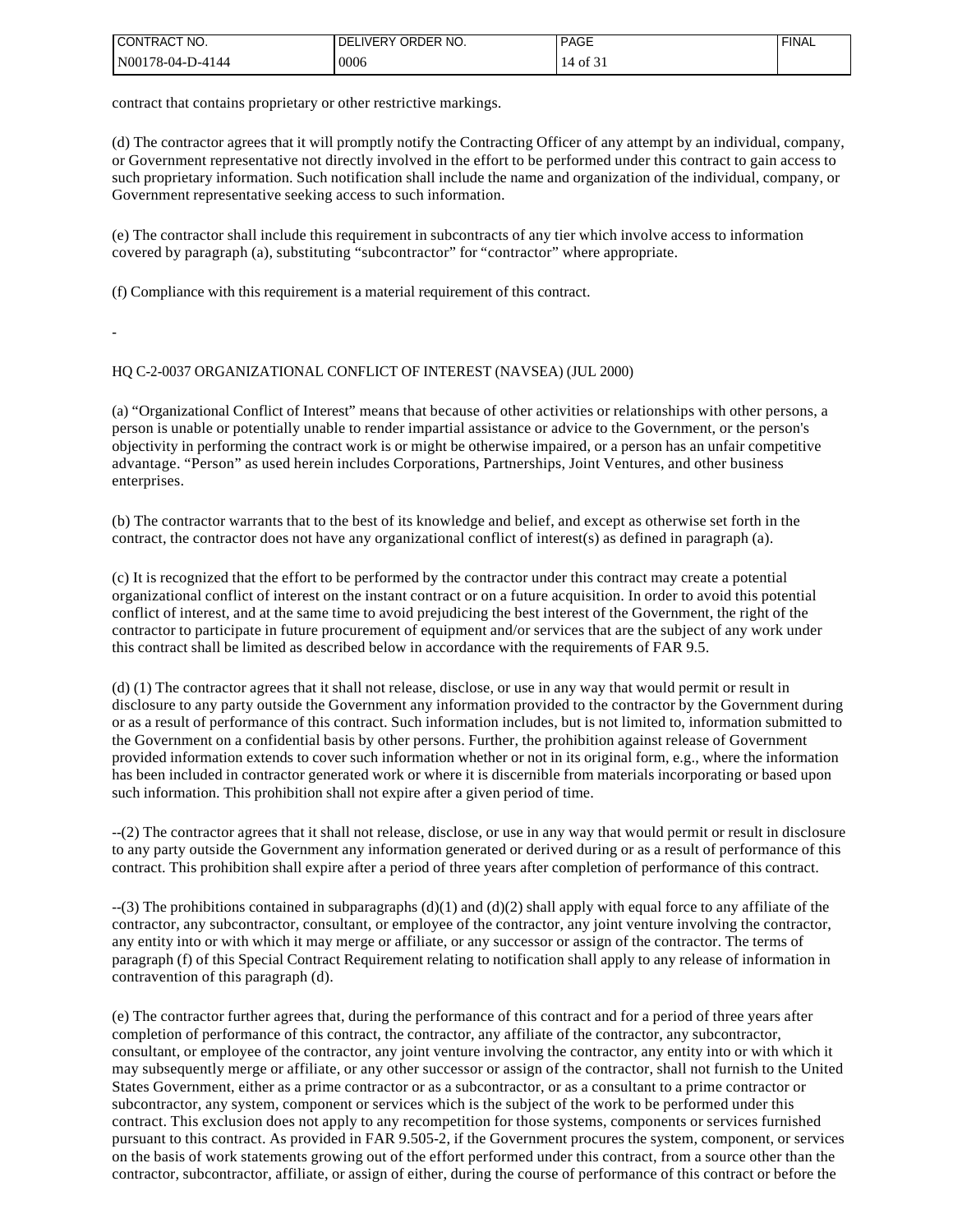contract that contains proprietary or other restrictive markings.

(d) The contractor agrees that it will promptly notify the Contracting Officer of any attempt by an individual, company, or Government representative not directly involved in the effort to be performed under this contract to gain access to such proprietary information. Such notification shall include the name and organization of the individual, company, or Government representative seeking access to such information.

(e) The contractor shall include this requirement in subcontracts of any tier which involve access to information covered by paragraph (a), substituting "subcontractor" for "contractor" where appropriate.

(f) Compliance with this requirement is a material requirement of this contract.

-

HQ C-2-0037 ORGANIZATIONAL CONFLICT OF INTEREST (NAVSEA) (JUL 2000)

(a) "Organizational Conflict of Interest" means that because of other activities or relationships with other persons, a person is unable or potentially unable to render impartial assistance or advice to the Government, or the person's objectivity in performing the contract work is or might be otherwise impaired, or a person has an unfair competitive advantage. "Person" as used herein includes Corporations, Partnerships, Joint Ventures, and other business enterprises.

(b) The contractor warrants that to the best of its knowledge and belief, and except as otherwise set forth in the contract, the contractor does not have any organizational conflict of interest(s) as defined in paragraph (a).

(c) It is recognized that the effort to be performed by the contractor under this contract may create a potential organizational conflict of interest on the instant contract or on a future acquisition. In order to avoid this potential conflict of interest, and at the same time to avoid prejudicing the best interest of the Government, the right of the contractor to participate in future procurement of equipment and/or services that are the subject of any work under this contract shall be limited as described below in accordance with the requirements of FAR 9.5.

(d) (1) The contractor agrees that it shall not release, disclose, or use in any way that would permit or result in disclosure to any party outside the Government any information provided to the contractor by the Government during or as a result of performance of this contract. Such information includes, but is not limited to, information submitted to the Government on a confidential basis by other persons. Further, the prohibition against release of Government provided information extends to cover such information whether or not in its original form, e.g., where the information has been included in contractor generated work or where it is discernible from materials incorporating or based upon such information. This prohibition shall not expire after a given period of time.

--(2) The contractor agrees that it shall not release, disclose, or use in any way that would permit or result in disclosure to any party outside the Government any information generated or derived during or as a result of performance of this contract. This prohibition shall expire after a period of three years after completion of performance of this contract.

--(3) The prohibitions contained in subparagraphs (d)(1) and (d)(2) shall apply with equal force to any affiliate of the contractor, any subcontractor, consultant, or employee of the contractor, any joint venture involving the contractor, any entity into or with which it may merge or affiliate, or any successor or assign of the contractor. The terms of paragraph (f) of this Special Contract Requirement relating to notification shall apply to any release of information in contravention of this paragraph (d).

(e) The contractor further agrees that, during the performance of this contract and for a period of three years after completion of performance of this contract, the contractor, any affiliate of the contractor, any subcontractor, consultant, or employee of the contractor, any joint venture involving the contractor, any entity into or with which it may subsequently merge or affiliate, or any other successor or assign of the contractor, shall not furnish to the United States Government, either as a prime contractor or as a subcontractor, or as a consultant to a prime contractor or subcontractor, any system, component or services which is the subject of the work to be performed under this contract. This exclusion does not apply to any recompetition for those systems, components or services furnished pursuant to this contract. As provided in FAR 9.505-2, if the Government procures the system, component, or services on the basis of work statements growing out of the effort performed under this contract, from a source other than the contractor, subcontractor, affiliate, or assign of either, during the course of performance of this contract or before the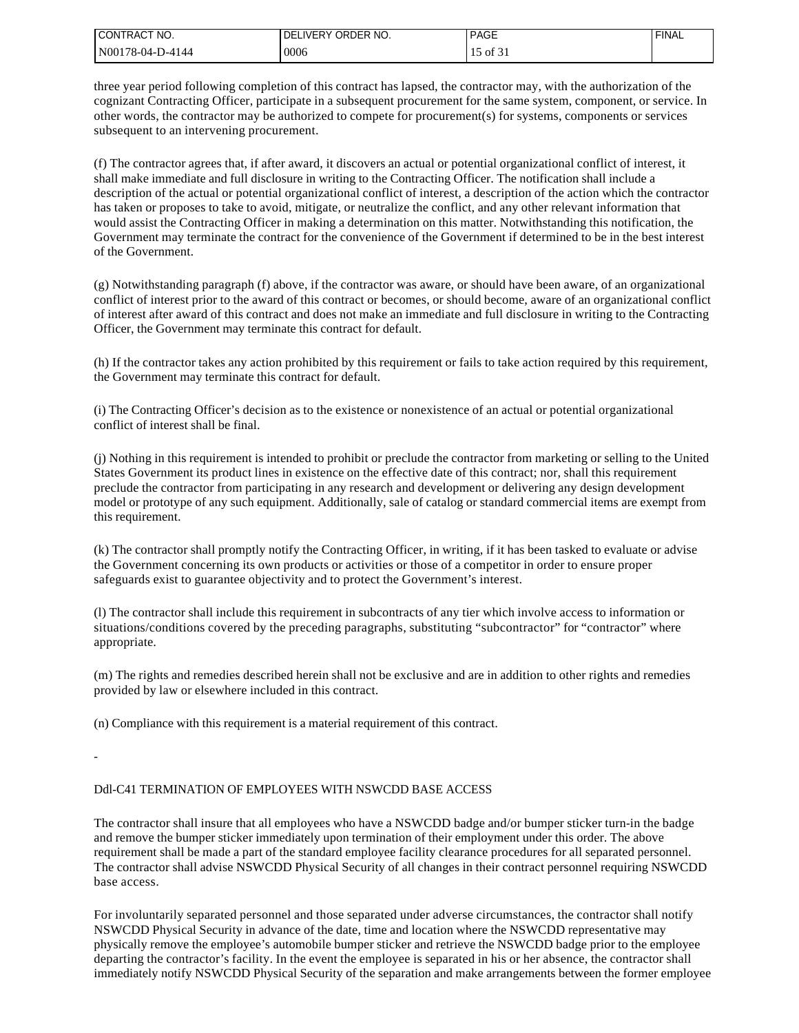three year period following completion of this contract has lapsed, the contractor may, with the authorization of the cognizant Contracting Officer, participate in a subsequent procurement for the same system, component, or service. In other words, the contractor may be authorized to compete for procurement(s) for systems, components or services subsequent to an intervening procurement.

(f) The contractor agrees that, if after award, it discovers an actual or potential organizational conflict of interest, it shall make immediate and full disclosure in writing to the Contracting Officer. The notification shall include a description of the actual or potential organizational conflict of interest, a description of the action which the contractor has taken or proposes to take to avoid, mitigate, or neutralize the conflict, and any other relevant information that would assist the Contracting Officer in making a determination on this matter. Notwithstanding this notification, the Government may terminate the contract for the convenience of the Government if determined to be in the best interest of the Government.

(g) Notwithstanding paragraph (f) above, if the contractor was aware, or should have been aware, of an organizational conflict of interest prior to the award of this contract or becomes, or should become, aware of an organizational conflict of interest after award of this contract and does not make an immediate and full disclosure in writing to the Contracting Officer, the Government may terminate this contract for default.

(h) If the contractor takes any action prohibited by this requirement or fails to take action required by this requirement, the Government may terminate this contract for default.

(i) The Contracting Officer's decision as to the existence or nonexistence of an actual or potential organizational conflict of interest shall be final.

(j) Nothing in this requirement is intended to prohibit or preclude the contractor from marketing or selling to the United States Government its product lines in existence on the effective date of this contract; nor, shall this requirement preclude the contractor from participating in any research and development or delivering any design development model or prototype of any such equipment. Additionally, sale of catalog or standard commercial items are exempt from this requirement.

(k) The contractor shall promptly notify the Contracting Officer, in writing, if it has been tasked to evaluate or advise the Government concerning its own products or activities or those of a competitor in order to ensure proper safeguards exist to guarantee objectivity and to protect the Government's interest.

(l) The contractor shall include this requirement in subcontracts of any tier which involve access to information or situations/conditions covered by the preceding paragraphs, substituting "subcontractor" for "contractor" where appropriate.

(m) The rights and remedies described herein shall not be exclusive and are in addition to other rights and remedies provided by law or elsewhere included in this contract.

(n) Compliance with this requirement is a material requirement of this contract.

-

Ddl-C41 TERMINATION OF EMPLOYEES WITH NSWCDD BASE ACCESS

The contractor shall insure that all employees who have a NSWCDD badge and/or bumper sticker turn-in the badge and remove the bumper sticker immediately upon termination of their employment under this order. The above requirement shall be made a part of the standard employee facility clearance procedures for all separated personnel. The contractor shall advise NSWCDD Physical Security of all changes in their contract personnel requiring NSWCDD base access.

For involuntarily separated personnel and those separated under adverse circumstances, the contractor shall notify NSWCDD Physical Security in advance of the date, time and location where the NSWCDD representative may physically remove the employee's automobile bumper sticker and retrieve the NSWCDD badge prior to the employee departing the contractor's facility. In the event the employee is separated in his or her absence, the contractor shall immediately notify NSWCDD Physical Security of the separation and make arrangements between the former employee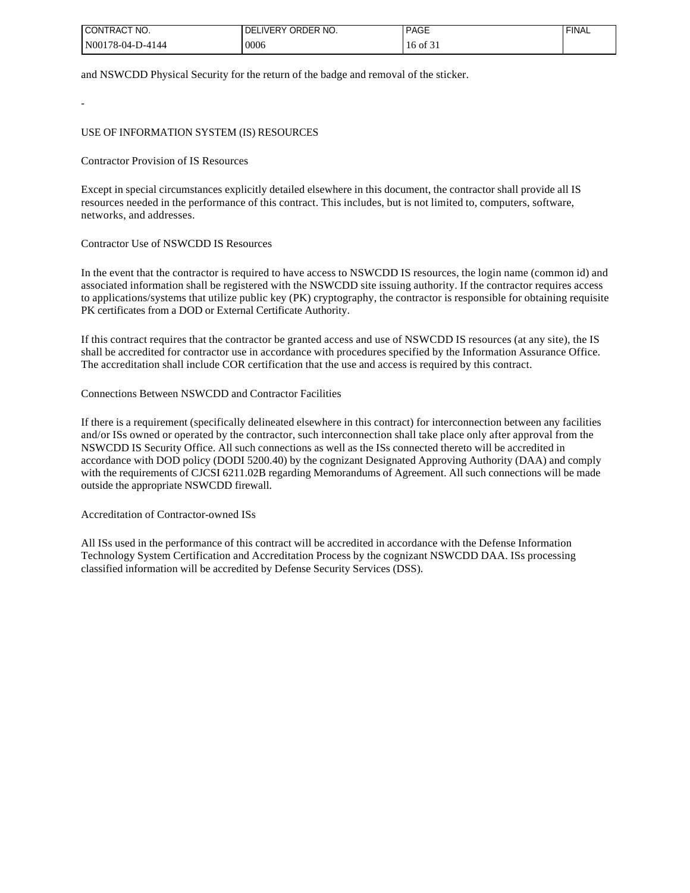and NSWCDD Physical Security for the return of the badge and removal of the sticker.

-

## USE OF INFORMATION SYSTEM (IS) RESOURCES

### Contractor Provision of IS Resources

Except in special circumstances explicitly detailed elsewhere in this document, the contractor shall provide all IS resources needed in the performance of this contract. This includes, but is not limited to, computers, software, networks, and addresses.

### Contractor Use of NSWCDD IS Resources

In the event that the contractor is required to have access to NSWCDD IS resources, the login name (common id) and associated information shall be registered with the NSWCDD site issuing authority. If the contractor requires access to applications/systems that utilize public key (PK) cryptography, the contractor is responsible for obtaining requisite PK certificates from a DOD or External Certificate Authority.

If this contract requires that the contractor be granted access and use of NSWCDD IS resources (at any site), the IS shall be accredited for contractor use in accordance with procedures specified by the Information Assurance Office. The accreditation shall include COR certification that the use and access is required by this contract.

### Connections Between NSWCDD and Contractor Facilities

If there is a requirement (specifically delineated elsewhere in this contract) for interconnection between any facilities and/or ISs owned or operated by the contractor, such interconnection shall take place only after approval from the NSWCDD IS Security Office. All such connections as well as the ISs connected thereto will be accredited in accordance with DOD policy (DODI 5200.40) by the cognizant Designated Approving Authority (DAA) and comply with the requirements of CJCSI 6211.02B regarding Memorandums of Agreement. All such connections will be made outside the appropriate NSWCDD firewall.

### Accreditation of Contractor-owned ISs

All ISs used in the performance of this contract will be accredited in accordance with the Defense Information Technology System Certification and Accreditation Process by the cognizant NSWCDD DAA. ISs processing classified information will be accredited by Defense Security Services (DSS).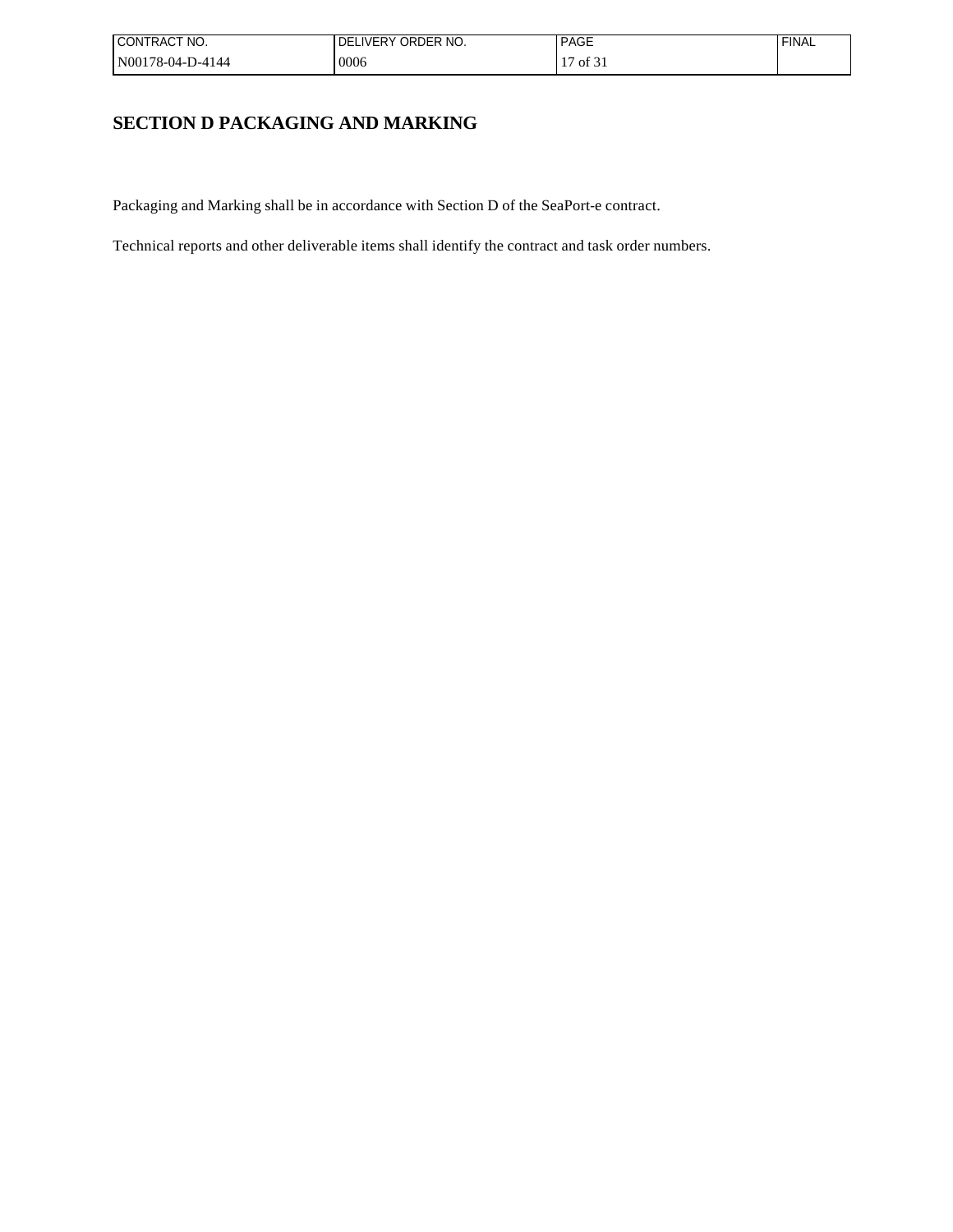## SECTION D PACKAGING AND MARKING

Packaging and Marking shall be in accordance with Section D of the SeaPort-e contract.

Technical reports and other deliverable items shall identify the contract and task order numbers.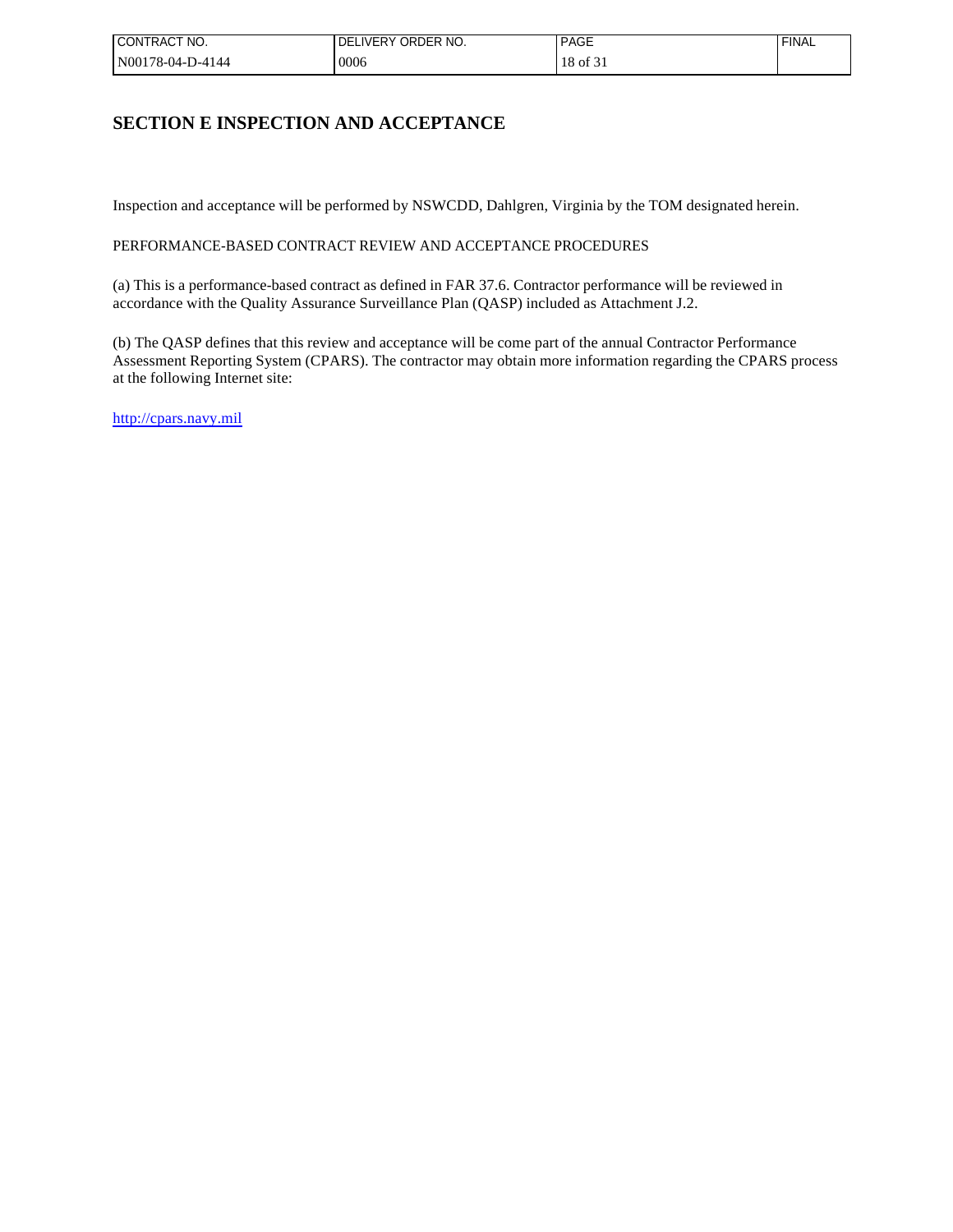# SECTION E INSPECTION AND ACCEPTANCE

Inspection and acceptance will be performed by NSWCDD, Dahlgren, Virginia by the TOM designated herein.

PERFORMANCE-BASED CONTRACT REVIEW AND ACCEPTANCE PROCEDURES

(a) This is a performance-based contract as defined in FAR 37.6. Contractor performance will be reviewed in accordance with the Quality Assurance Surveillance Plan (QASP) included as Attachment J.2.

(b) The QASP defines that this review and acceptance will be come part of the annual Contractor Performance Assessment Reporting System (CPARS). The contractor may obtain more information regarding the CPARS process at the following Internet site:

http://cpars.navy.mil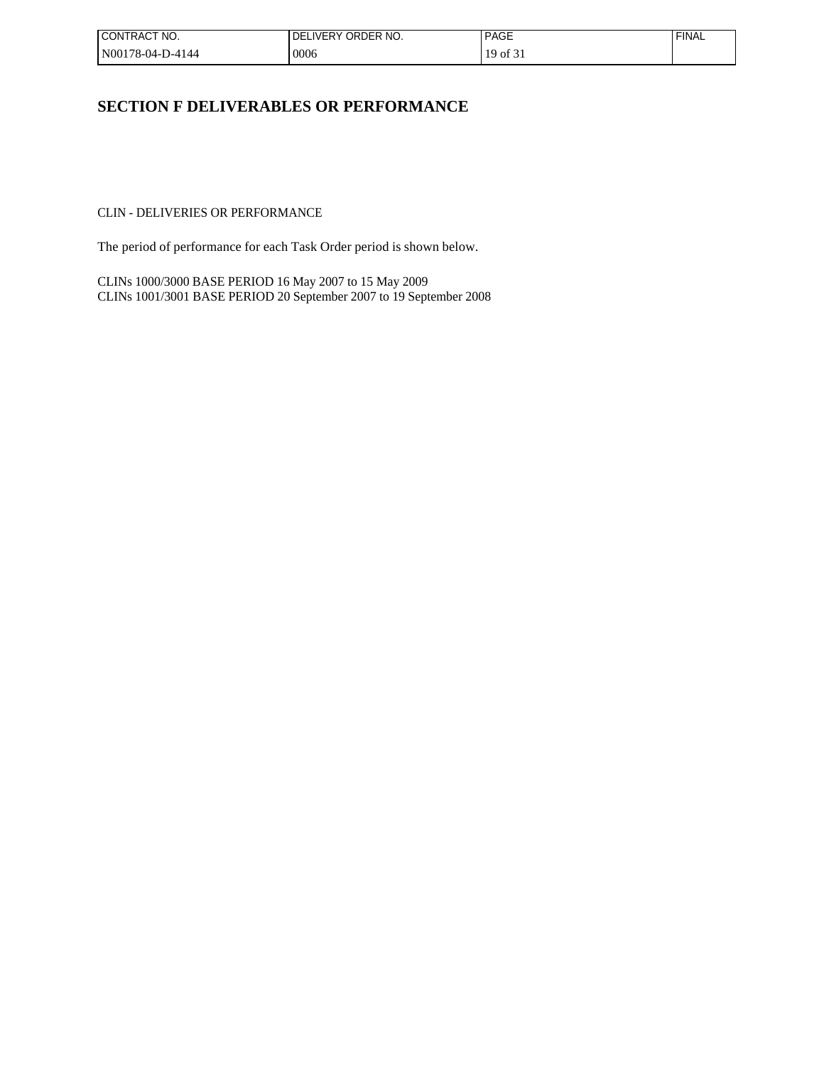# SECTION F DELIVERABLES OR PERFORMANCE

CLIN - DELIVERIES OR PERFORMANCE

The period of performance for each Task Order period is shown below.

CLINs 1000/3000 BASE PERIOD 16 May 2007 to 15 May 2009
CLINs 1001/3001 BASE PERIOD 20 September 2007 to 19 September 2008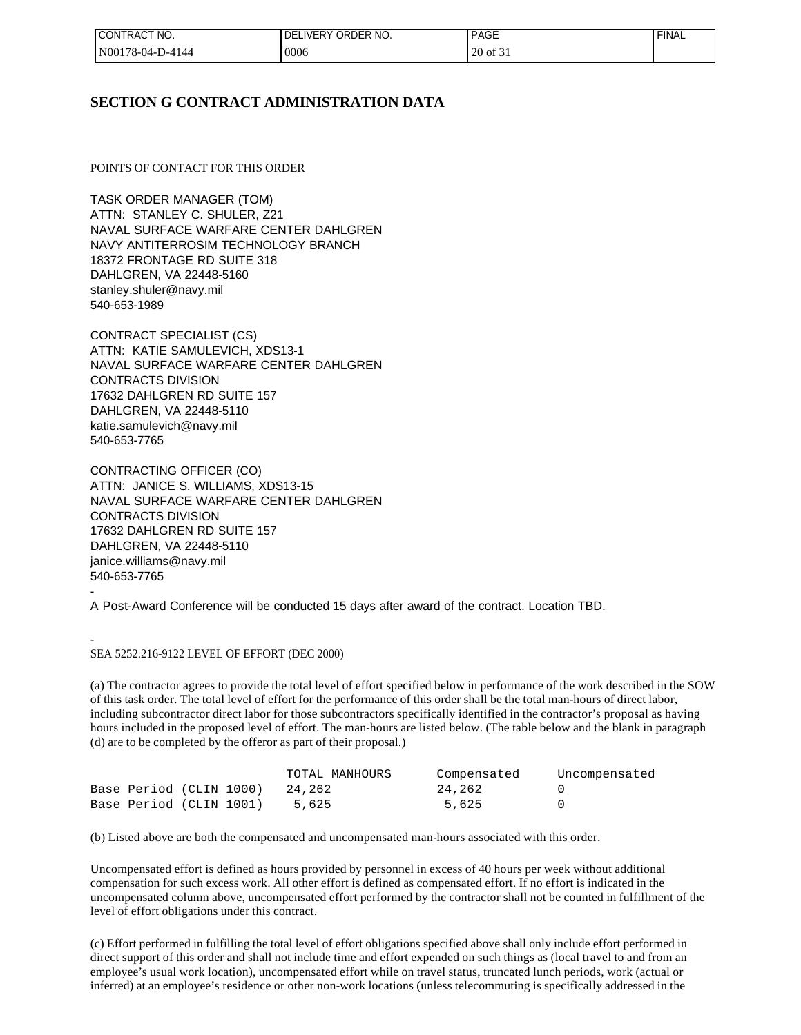# SECTION G CONTRACT ADMINISTRATION DATA

POINTS OF CONTACT FOR THIS ORDER

TASK ORDER MANAGER (TOM)
ATTN: STANLEY C. SHULER, Z21
NAVAL SURFACE WARFARE CENTER DAHLGREN
NAVY ANTITERROSIM TECHNOLOGY BRANCH
18372 FRONTAGE RD SUITE 318
DAHLGREN, VA 22448-5160
stanley.shuler@navy.mil
540-653-1989

CONTRACT SPECIALIST (CS)
ATTN: KATIE SAMULEVICH, XDS13-1
NAVAL SURFACE WARFARE CENTER DAHLGREN
CONTRACTS DIVISION
17632 DAHLGREN RD SUITE 157
DAHLGREN, VA 22448-5110
katie.samulevich@navy.mil
540-653-7765

CONTRACTING OFFICER (CO)
ATTN: JANICE S. WILLIAMS, XDS13-15
NAVAL SURFACE WARFARE CENTER DAHLGREN
CONTRACTS DIVISION
17632 DAHLGREN RD SUITE 157
DAHLGREN, VA 22448-5110
janice.williams@navy.mil
540-653-7765

-

A Post-Award Conference will be conducted 15 days after award of the contract. Location TBD.

-

SEA 5252.216-9122 LEVEL OF EFFORT (DEC 2000)

(a) The contractor agrees to provide the total level of effort specified below in performance of the work described in the SOW of this task order. The total level of effort for the performance of this order shall be the total man-hours of direct labor, including subcontractor direct labor for those subcontractors specifically identified in the contractor's proposal as having hours included in the proposed level of effort. The man-hours are listed below. (The table below and the blank in paragraph (d) are to be completed by the offeror as part of their proposal.)

| | TOTAL MANHOURS | Compensated | Uncompensated |
|---|---|---|---|
| Base Period (CLIN 1000) | 24,262 | 24,262 | 0 |
| Base Period (CLIN 1001) | 5,625 | 5,625 | 0 |

(b) Listed above are both the compensated and uncompensated man-hours associated with this order.

Uncompensated effort is defined as hours provided by personnel in excess of 40 hours per week without additional compensation for such excess work. All other effort is defined as compensated effort. If no effort is indicated in the uncompensated column above, uncompensated effort performed by the contractor shall not be counted in fulfillment of the level of effort obligations under this contract.

(c) Effort performed in fulfilling the total level of effort obligations specified above shall only include effort performed in direct support of this order and shall not include time and effort expended on such things as (local travel to and from an employee's usual work location), uncompensated effort while on travel status, truncated lunch periods, work (actual or inferred) at an employee's residence or other non-work locations (unless telecommuting is specifically addressed in the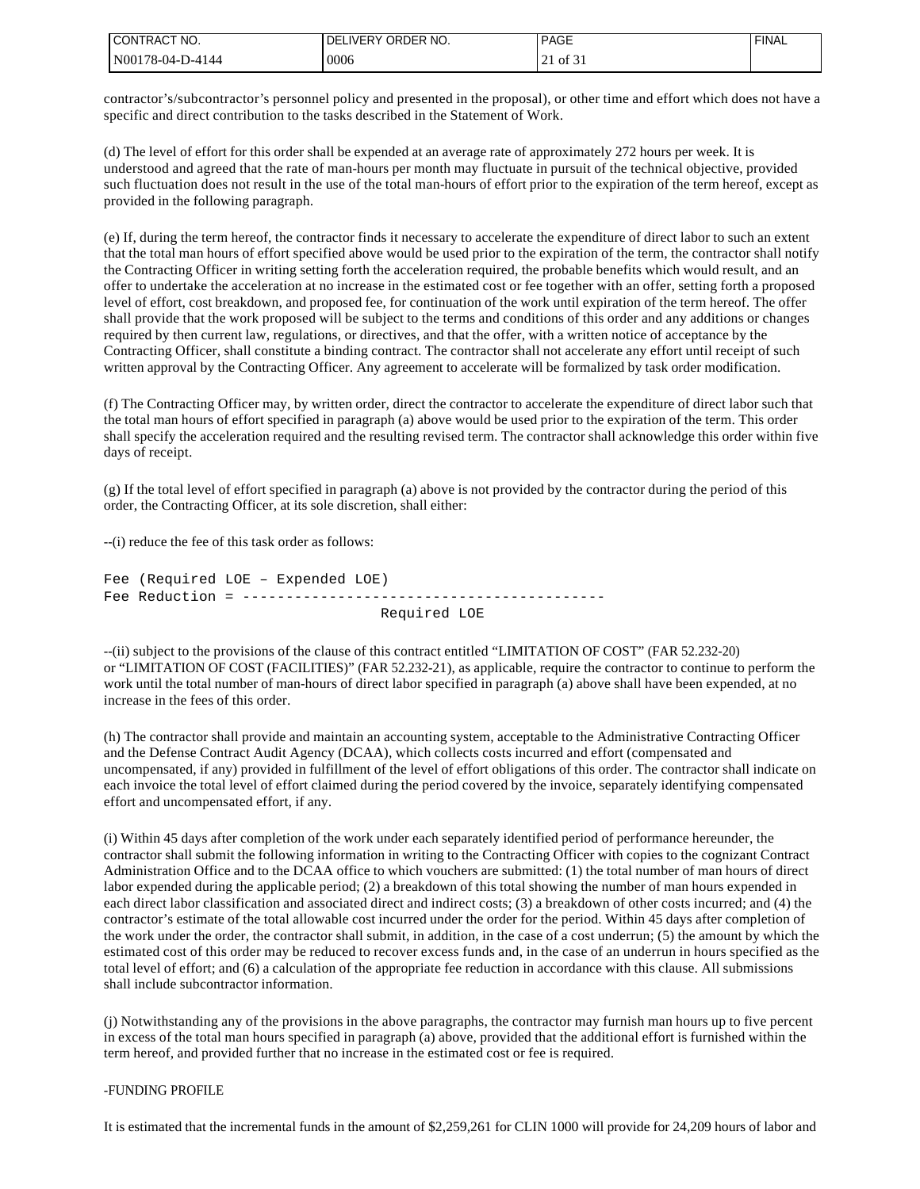contractor's/subcontractor's personnel policy and presented in the proposal), or other time and effort which does not have a specific and direct contribution to the tasks described in the Statement of Work.

(d) The level of effort for this order shall be expended at an average rate of approximately 272 hours per week. It is understood and agreed that the rate of man-hours per month may fluctuate in pursuit of the technical objective, provided such fluctuation does not result in the use of the total man-hours of effort prior to the expiration of the term hereof, except as provided in the following paragraph.

(e) If, during the term hereof, the contractor finds it necessary to accelerate the expenditure of direct labor to such an extent that the total man hours of effort specified above would be used prior to the expiration of the term, the contractor shall notify the Contracting Officer in writing setting forth the acceleration required, the probable benefits which would result, and an offer to undertake the acceleration at no increase in the estimated cost or fee together with an offer, setting forth a proposed level of effort, cost breakdown, and proposed fee, for continuation of the work until expiration of the term hereof. The offer shall provide that the work proposed will be subject to the terms and conditions of this order and any additions or changes required by then current law, regulations, or directives, and that the offer, with a written notice of acceptance by the Contracting Officer, shall constitute a binding contract. The contractor shall not accelerate any effort until receipt of such written approval by the Contracting Officer. Any agreement to accelerate will be formalized by task order modification.

(f) The Contracting Officer may, by written order, direct the contractor to accelerate the expenditure of direct labor such that the total man hours of effort specified in paragraph (a) above would be used prior to the expiration of the term. This order shall specify the acceleration required and the resulting revised term. The contractor shall acknowledge this order within five days of receipt.

(g) If the total level of effort specified in paragraph (a) above is not provided by the contractor during the period of this order, the Contracting Officer, at its sole discretion, shall either:

--(i) reduce the fee of this task order as follows:

```
Fee (Required LOE – Expended LOE)
Fee Reduction = -----------------------------------------
                         Required LOE
```

--(ii) subject to the provisions of the clause of this contract entitled "LIMITATION OF COST" (FAR 52.232-20) or "LIMITATION OF COST (FACILITIES)" (FAR 52.232-21), as applicable, require the contractor to continue to perform the work until the total number of man-hours of direct labor specified in paragraph (a) above shall have been expended, at no increase in the fees of this order.

(h) The contractor shall provide and maintain an accounting system, acceptable to the Administrative Contracting Officer and the Defense Contract Audit Agency (DCAA), which collects costs incurred and effort (compensated and uncompensated, if any) provided in fulfillment of the level of effort obligations of this order. The contractor shall indicate on each invoice the total level of effort claimed during the period covered by the invoice, separately identifying compensated effort and uncompensated effort, if any.

(i) Within 45 days after completion of the work under each separately identified period of performance hereunder, the contractor shall submit the following information in writing to the Contracting Officer with copies to the cognizant Contract Administration Office and to the DCAA office to which vouchers are submitted: (1) the total number of man hours of direct labor expended during the applicable period; (2) a breakdown of this total showing the number of man hours expended in each direct labor classification and associated direct and indirect costs; (3) a breakdown of other costs incurred; and (4) the contractor's estimate of the total allowable cost incurred under the order for the period. Within 45 days after completion of the work under the order, the contractor shall submit, in addition, in the case of a cost underrun; (5) the amount by which the estimated cost of this order may be reduced to recover excess funds and, in the case of an underrun in hours specified as the total level of effort; and (6) a calculation of the appropriate fee reduction in accordance with this clause. All submissions shall include subcontractor information.

(j) Notwithstanding any of the provisions in the above paragraphs, the contractor may furnish man hours up to five percent in excess of the total man hours specified in paragraph (a) above, provided that the additional effort is furnished within the term hereof, and provided further that no increase in the estimated cost or fee is required.

-FUNDING PROFILE

It is estimated that the incremental funds in the amount of $2,259,261 for CLIN 1000 will provide for 24,209 hours of labor and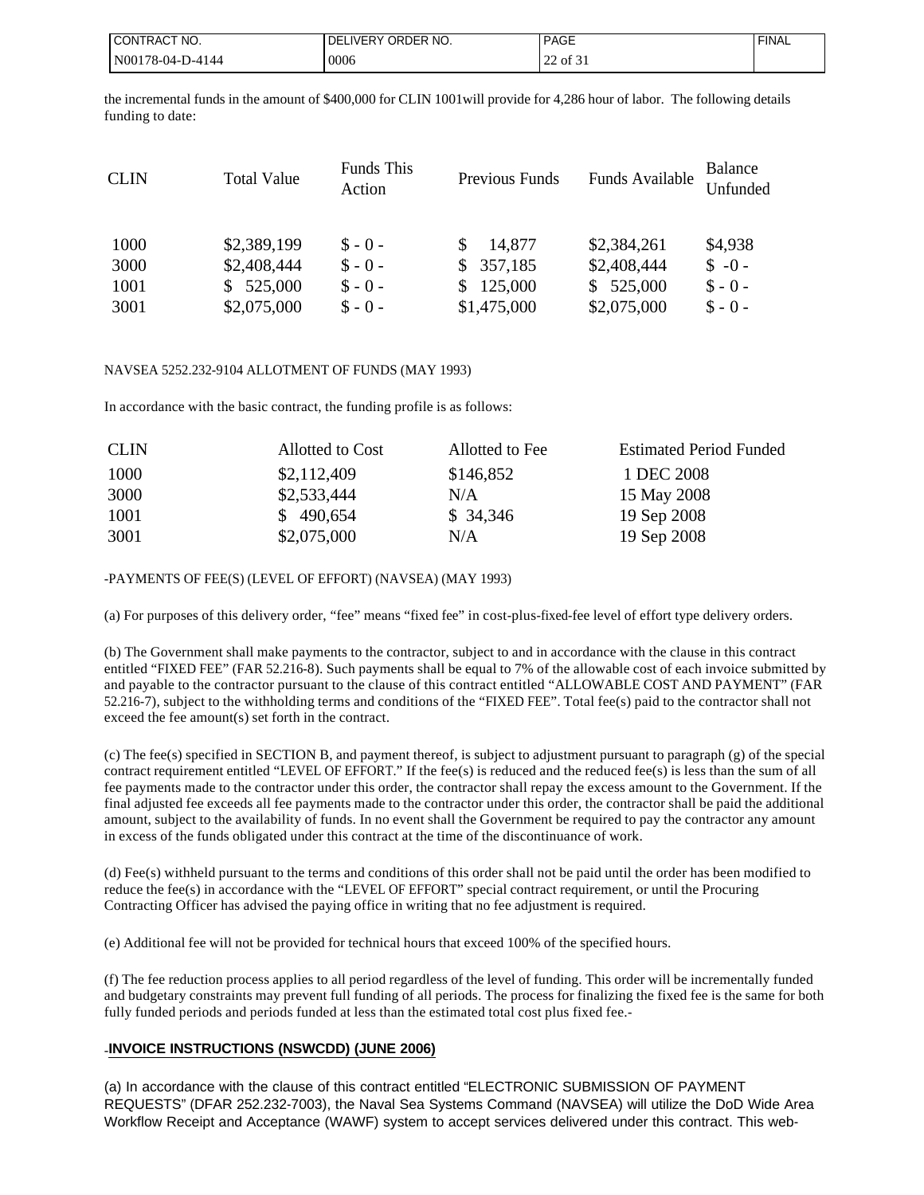the incremental funds in the amount of $400,000 for CLIN 1001will provide for 4,286 hour of labor. The following details funding to date:

| CLIN | Total Value | Funds This Action | Previous Funds | Funds Available | Balance Unfunded |
|---|---|---|---|---|---|
| 1000 | $2,389,199 | $ - 0 - | $ 14,877 | $2,384,261 | $4,938 |
| 3000 | $2,408,444 | $ - 0 - | $ 357,185 | $2,408,444 | $ -0 - |
| 1001 | $ 525,000 | $ - 0 - | $ 125,000 | $ 525,000 | $ - 0 - |
| 3001 | $2,075,000 | $ - 0 - | $1,475,000 | $2,075,000 | $ - 0 - |

NAVSEA 5252.232-9104 ALLOTMENT OF FUNDS (MAY 1993)

In accordance with the basic contract, the funding profile is as follows:

| CLIN | Allotted to Cost | Allotted to Fee | Estimated Period Funded |
|---|---|---|---|
| 1000 | $2,112,409 | $146,852 | 1 DEC 2008 |
| 3000 | $2,533,444 | N/A | 15 May 2008 |
| 1001 | $ 490,654 | $ 34,346 | 19 Sep 2008 |
| 3001 | $2,075,000 | N/A | 19 Sep 2008 |

-PAYMENTS OF FEE(S) (LEVEL OF EFFORT) (NAVSEA) (MAY 1993)

(a) For purposes of this delivery order, "fee" means "fixed fee" in cost-plus-fixed-fee level of effort type delivery orders.

(b) The Government shall make payments to the contractor, subject to and in accordance with the clause in this contract entitled "FIXED FEE" (FAR 52.216-8). Such payments shall be equal to 7% of the allowable cost of each invoice submitted by and payable to the contractor pursuant to the clause of this contract entitled "ALLOWABLE COST AND PAYMENT" (FAR 52.216-7), subject to the withholding terms and conditions of the "FIXED FEE". Total fee(s) paid to the contractor shall not exceed the fee amount(s) set forth in the contract.

(c) The fee(s) specified in SECTION B, and payment thereof, is subject to adjustment pursuant to paragraph (g) of the special contract requirement entitled "LEVEL OF EFFORT." If the fee(s) is reduced and the reduced fee(s) is less than the sum of all fee payments made to the contractor under this order, the contractor shall repay the excess amount to the Government. If the final adjusted fee exceeds all fee payments made to the contractor under this order, the contractor shall be paid the additional amount, subject to the availability of funds. In no event shall the Government be required to pay the contractor any amount in excess of the funds obligated under this contract at the time of the discontinuance of work.

(d) Fee(s) withheld pursuant to the terms and conditions of this order shall not be paid until the order has been modified to reduce the fee(s) in accordance with the "LEVEL OF EFFORT" special contract requirement, or until the Procuring Contracting Officer has advised the paying office in writing that no fee adjustment is required.

(e) Additional fee will not be provided for technical hours that exceed 100% of the specified hours.

(f) The fee reduction process applies to all period regardless of the level of funding. This order will be incrementally funded and budgetary constraints may prevent full funding of all periods. The process for finalizing the fixed fee is the same for both fully funded periods and periods funded at less than the estimated total cost plus fixed fee.-

-**INVOICE INSTRUCTIONS (NSWCDD) (JUNE 2006)**

(a) In accordance with the clause of this contract entitled "ELECTRONIC SUBMISSION OF PAYMENT REQUESTS" (DFAR 252.232-7003), the Naval Sea Systems Command (NAVSEA) will utilize the DoD Wide Area Workflow Receipt and Acceptance (WAWF) system to accept services delivered under this contract. This web-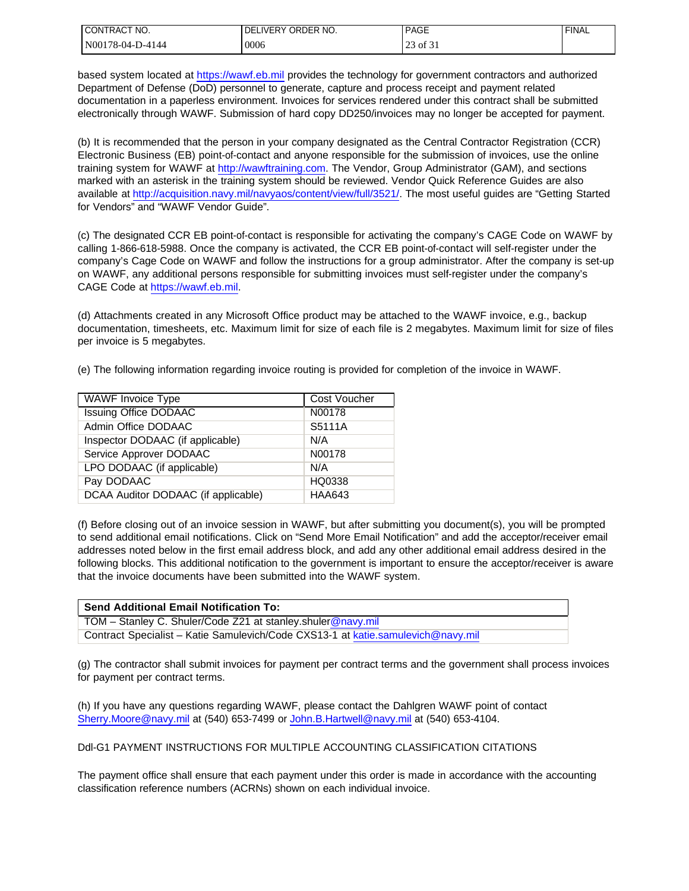based system located at https://wawf.eb.mil provides the technology for government contractors and authorized Department of Defense (DoD) personnel to generate, capture and process receipt and payment related documentation in a paperless environment. Invoices for services rendered under this contract shall be submitted electronically through WAWF. Submission of hard copy DD250/invoices may no longer be accepted for payment.

(b) It is recommended that the person in your company designated as the Central Contractor Registration (CCR) Electronic Business (EB) point-of-contact and anyone responsible for the submission of invoices, use the online training system for WAWF at http://wawftraining.com. The Vendor, Group Administrator (GAM), and sections marked with an asterisk in the training system should be reviewed. Vendor Quick Reference Guides are also available at http://acquisition.navy.mil/navyaos/content/view/full/3521/. The most useful guides are “Getting Started for Vendors” and “WAWF Vendor Guide”.

(c) The designated CCR EB point-of-contact is responsible for activating the company’s CAGE Code on WAWF by calling 1-866-618-5988. Once the company is activated, the CCR EB point-of-contact will self-register under the company’s Cage Code on WAWF and follow the instructions for a group administrator. After the company is set-up on WAWF, any additional persons responsible for submitting invoices must self-register under the company’s CAGE Code at https://wawf.eb.mil.

(d) Attachments created in any Microsoft Office product may be attached to the WAWF invoice, e.g., backup documentation, timesheets, etc. Maximum limit for size of each file is 2 megabytes. Maximum limit for size of files per invoice is 5 megabytes.

(e) The following information regarding invoice routing is provided for completion of the invoice in WAWF.

| WAWF Invoice Type | Cost Voucher |
|---|---|
| Issuing Office DODAAC | N00178 |
| Admin Office DODAAC | S5111A |
| Inspector DODAAC (if applicable) | N/A |
| Service Approver DODAAC | N00178 |
| LPO DODAAC (if applicable) | N/A |
| Pay DODAAC | HQ0338 |
| DCAA Auditor DODAAC (if applicable) | HAA643 |

(f) Before closing out of an invoice session in WAWF, but after submitting you document(s), you will be prompted to send additional email notifications. Click on “Send More Email Notification” and add the acceptor/receiver email addresses noted below in the first email address block, and add any other additional email address desired in the following blocks. This additional notification to the government is important to ensure the acceptor/receiver is aware that the invoice documents have been submitted into the WAWF system.

| **Send Additional Email Notification To:** |
|---|
| TOM – Stanley C. Shuler/Code Z21 at stanley.shuler@navy.mil |
| Contract Specialist – Katie Samulevich/Code CXS13-1 at katie.samulevich@navy.mil |

(g) The contractor shall submit invoices for payment per contract terms and the government shall process invoices for payment per contract terms.

(h) If you have any questions regarding WAWF, please contact the Dahlgren WAWF point of contact Sherry.Moore@navy.mil at (540) 653-7499 or John.B.Hartwell@navy.mil at (540) 653-4104.

DdI-G1 PAYMENT INSTRUCTIONS FOR MULTIPLE ACCOUNTING CLASSIFICATION CITATIONS

The payment office shall ensure that each payment under this order is made in accordance with the accounting classification reference numbers (ACRNs) shown on each individual invoice.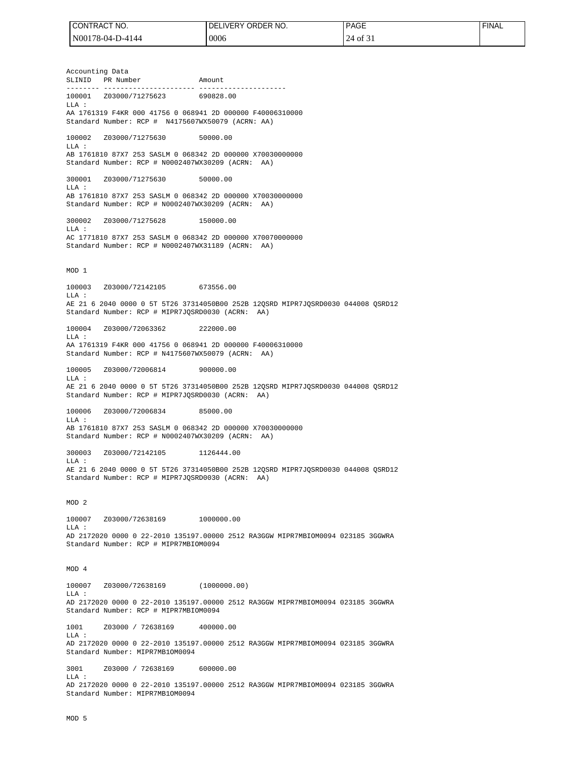Accounting Data

```
SLINID   PR Number              Amount
-------- ---------------------- ---------------------
100001   Z03000/71275623        690828.00
LLA :
AA 1761319 F4KR 000 41756 0 068941 2D 000000 F40006310000
Standard Number: RCP #  N4175607WX50079 (ACRN: AA)

100002   Z03000/71275630        50000.00
LLA :
AB 1761810 87X7 253 SASLM 0 068342 2D 000000 X70030000000
Standard Number: RCP # N0002407WX30209 (ACRN:  AA)

300001   Z03000/71275630        50000.00
LLA :
AB 1761810 87X7 253 SASLM 0 068342 2D 000000 X70030000000
Standard Number: RCP # N0002407WX30209 (ACRN:  AA)

300002   Z03000/71275628        150000.00
LLA :
AC 1771810 87X7 253 SASLM 0 068342 2D 000000 X70070000000
Standard Number: RCP # N0002407WX31189 (ACRN:  AA)


MOD 1

100003   Z03000/72142105        673556.00
LLA :
AE 21 6 2040 0000 0 5T 5T26 37314050B00 252B 12QSRD MIPR7JQSRD0030 044008 QSRD12
Standard Number: RCP # MIPR7JQSRD0030 (ACRN:  AA)

100004   Z03000/72063362        222000.00
LLA :
AA 1761319 F4KR 000 41756 0 068941 2D 000000 F40006310000
Standard Number: RCP # N4175607WX50079 (ACRN:  AA)

100005   Z03000/72006814        900000.00
LLA :
AE 21 6 2040 0000 0 5T 5T26 37314050B00 252B 12QSRD MIPR7JQSRD0030 044008 QSRD12
Standard Number: RCP # MIPR7JQSRD0030 (ACRN:  AA)

100006   Z03000/72006834        85000.00
LLA :
AB 1761810 87X7 253 SASLM 0 068342 2D 000000 X70030000000
Standard Number: RCP # N0002407WX30209 (ACRN:  AA)

300003   Z03000/72142105        1126444.00
LLA :
AE 21 6 2040 0000 0 5T 5T26 37314050B00 252B 12QSRD MIPR7JQSRD0030 044008 QSRD12
Standard Number: RCP # MIPR7JQSRD0030 (ACRN:  AA)


MOD 2

100007   Z03000/72638169        1000000.00
LLA :
AD 2172020 0000 0 22-2010 135197.00000 2512 RA3GGW MIPR7MBIOM0094 023185 3GGWRA
Standard Number: RCP # MIPR7MBIOM0094


MOD 4

100007   Z03000/72638169        (1000000.00)
LLA :
AD 2172020 0000 0 22-2010 135197.00000 2512 RA3GGW MIPR7MBIOM0094 023185 3GGWRA
Standard Number: RCP # MIPR7MBIOM0094

1001     Z03000 / 72638169      400000.00
LLA :
AD 2172020 0000 0 22-2010 135197.00000 2512 RA3GGW MIPR7MBIOM0094 023185 3GGWRA
Standard Number: MIPR7MB1OM0094

3001     Z03000 / 72638169      600000.00
LLA :
AD 2172020 0000 0 22-2010 135197.00000 2512 RA3GGW MIPR7MBIOM0094 023185 3GGWRA
Standard Number: MIPR7MB1OM0094


MOD 5
```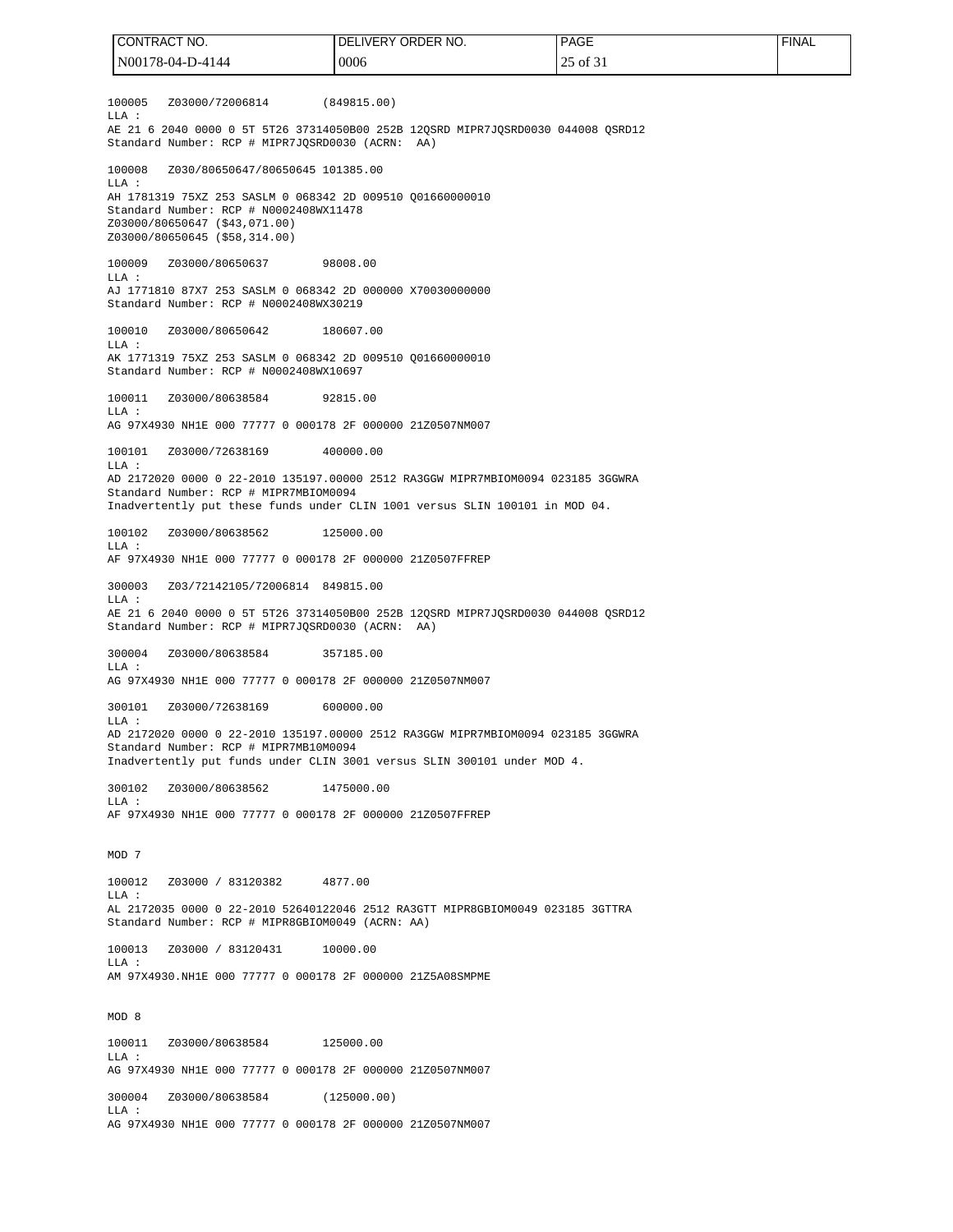100005   Z03000/72006814        (849815.00)
LLA :
AE 21 6 2040 0000 0 5T 5T26 37314050B00 252B 12QSRD MIPR7JQSRD0030 044008 QSRD12
Standard Number: RCP # MIPR7JQSRD0030 (ACRN:  AA)

100008   Z030/80650647/80650645 101385.00
LLA :
AH 1781319 75XZ 253 SASLM 0 068342 2D 009510 Q01660000010
Standard Number: RCP # N0002408WX11478
Z03000/80650647 ($43,071.00)
Z03000/80650645 ($58,314.00)

100009   Z03000/80650637        98008.00
LLA :
AJ 1771810 87X7 253 SASLM 0 068342 2D 000000 X70030000000
Standard Number: RCP # N0002408WX30219

100010   Z03000/80650642        180607.00
LLA :
AK 1771319 75XZ 253 SASLM 0 068342 2D 009510 Q01660000010
Standard Number: RCP # N0002408WX10697

100011   Z03000/80638584        92815.00
LLA :
AG 97X4930 NH1E 000 77777 0 000178 2F 000000 21Z0507NM007

100101   Z03000/72638169        400000.00
LLA :
AD 2172020 0000 0 22-2010 135197.00000 2512 RA3GGW MIPR7MBIOM0094 023185 3GGWRA
Standard Number: RCP # MIPR7MBIOM0094
Inadvertently put these funds under CLIN 1001 versus SLIN 100101 in MOD 04.

100102   Z03000/80638562        125000.00
LLA :
AF 97X4930 NH1E 000 77777 0 000178 2F 000000 21Z0507FFREP

300003   Z03/72142105/72006814  849815.00
LLA :
AE 21 6 2040 0000 0 5T 5T26 37314050B00 252B 12QSRD MIPR7JQSRD0030 044008 QSRD12
Standard Number: RCP # MIPR7JQSRD0030 (ACRN:  AA)

300004   Z03000/80638584        357185.00
LLA :
AG 97X4930 NH1E 000 77777 0 000178 2F 000000 21Z0507NM007

300101   Z03000/72638169        600000.00
LLA :
AD 2172020 0000 0 22-2010 135197.00000 2512 RA3GGW MIPR7MBIOM0094 023185 3GGWRA
Standard Number: RCP # MIPR7MB10M0094
Inadvertently put funds under CLIN 3001 versus SLIN 300101 under MOD 4.

300102   Z03000/80638562        1475000.00
LLA :
AF 97X4930 NH1E 000 77777 0 000178 2F 000000 21Z0507FFREP

MOD 7

100012   Z03000 / 83120382      4877.00
LLA :
AL 2172035 0000 0 22-2010 52640122046 2512 RA3GTT MIPR8GBIOM0049 023185 3GTTRA
Standard Number: RCP # MIPR8GBIOM0049 (ACRN: AA)

100013   Z03000 / 83120431      10000.00
LLA :
AM 97X4930.NH1E 000 77777 0 000178 2F 000000 21Z5A08SMPME

MOD 8

100011   Z03000/80638584        125000.00
LLA :
AG 97X4930 NH1E 000 77777 0 000178 2F 000000 21Z0507NM007

300004   Z03000/80638584        (125000.00)
LLA :
AG 97X4930 NH1E 000 77777 0 000178 2F 000000 21Z0507NM007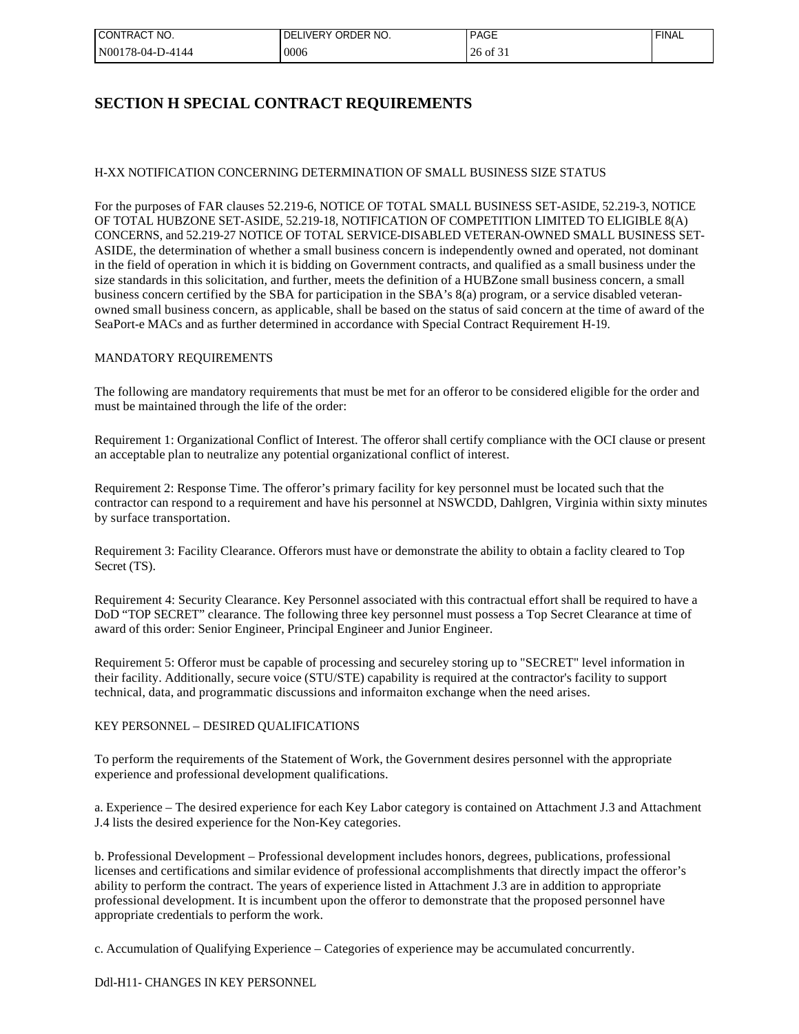# SECTION H SPECIAL CONTRACT REQUIREMENTS

H-XX NOTIFICATION CONCERNING DETERMINATION OF SMALL BUSINESS SIZE STATUS

For the purposes of FAR clauses 52.219-6, NOTICE OF TOTAL SMALL BUSINESS SET-ASIDE, 52.219-3, NOTICE OF TOTAL HUBZONE SET-ASIDE, 52.219-18, NOTIFICATION OF COMPETITION LIMITED TO ELIGIBLE 8(A) CONCERNS, and 52.219-27 NOTICE OF TOTAL SERVICE-DISABLED VETERAN-OWNED SMALL BUSINESS SET-ASIDE, the determination of whether a small business concern is independently owned and operated, not dominant in the field of operation in which it is bidding on Government contracts, and qualified as a small business under the size standards in this solicitation, and further, meets the definition of a HUBZone small business concern, a small business concern certified by the SBA for participation in the SBA's 8(a) program, or a service disabled veteran-owned small business concern, as applicable, shall be based on the status of said concern at the time of award of the SeaPort-e MACs and as further determined in accordance with Special Contract Requirement H-19.

MANDATORY REQUIREMENTS

The following are mandatory requirements that must be met for an offeror to be considered eligible for the order and must be maintained through the life of the order:

Requirement 1: Organizational Conflict of Interest. The offeror shall certify compliance with the OCI clause or present an acceptable plan to neutralize any potential organizational conflict of interest.

Requirement 2: Response Time. The offeror's primary facility for key personnel must be located such that the contractor can respond to a requirement and have his personnel at NSWCDD, Dahlgren, Virginia within sixty minutes by surface transportation.

Requirement 3: Facility Clearance. Offerors must have or demonstrate the ability to obtain a faclity cleared to Top Secret (TS).

Requirement 4: Security Clearance. Key Personnel associated with this contractual effort shall be required to have a DoD "TOP SECRET" clearance. The following three key personnel must possess a Top Secret Clearance at time of award of this order: Senior Engineer, Principal Engineer and Junior Engineer.

Requirement 5: Offeror must be capable of processing and secureley storing up to "SECRET" level information in their facility. Additionally, secure voice (STU/STE) capability is required at the contractor's facility to support technical, data, and programmatic discussions and informaiton exchange when the need arises.

KEY PERSONNEL – DESIRED QUALIFICATIONS

To perform the requirements of the Statement of Work, the Government desires personnel with the appropriate experience and professional development qualifications.

a. Experience – The desired experience for each Key Labor category is contained on Attachment J.3 and Attachment J.4 lists the desired experience for the Non-Key categories.

b. Professional Development – Professional development includes honors, degrees, publications, professional licenses and certifications and similar evidence of professional accomplishments that directly impact the offeror's ability to perform the contract. The years of experience listed in Attachment J.3 are in addition to appropriate professional development. It is incumbent upon the offeror to demonstrate that the proposed personnel have appropriate credentials to perform the work.

c. Accumulation of Qualifying Experience – Categories of experience may be accumulated concurrently.

Ddl-H11- CHANGES IN KEY PERSONNEL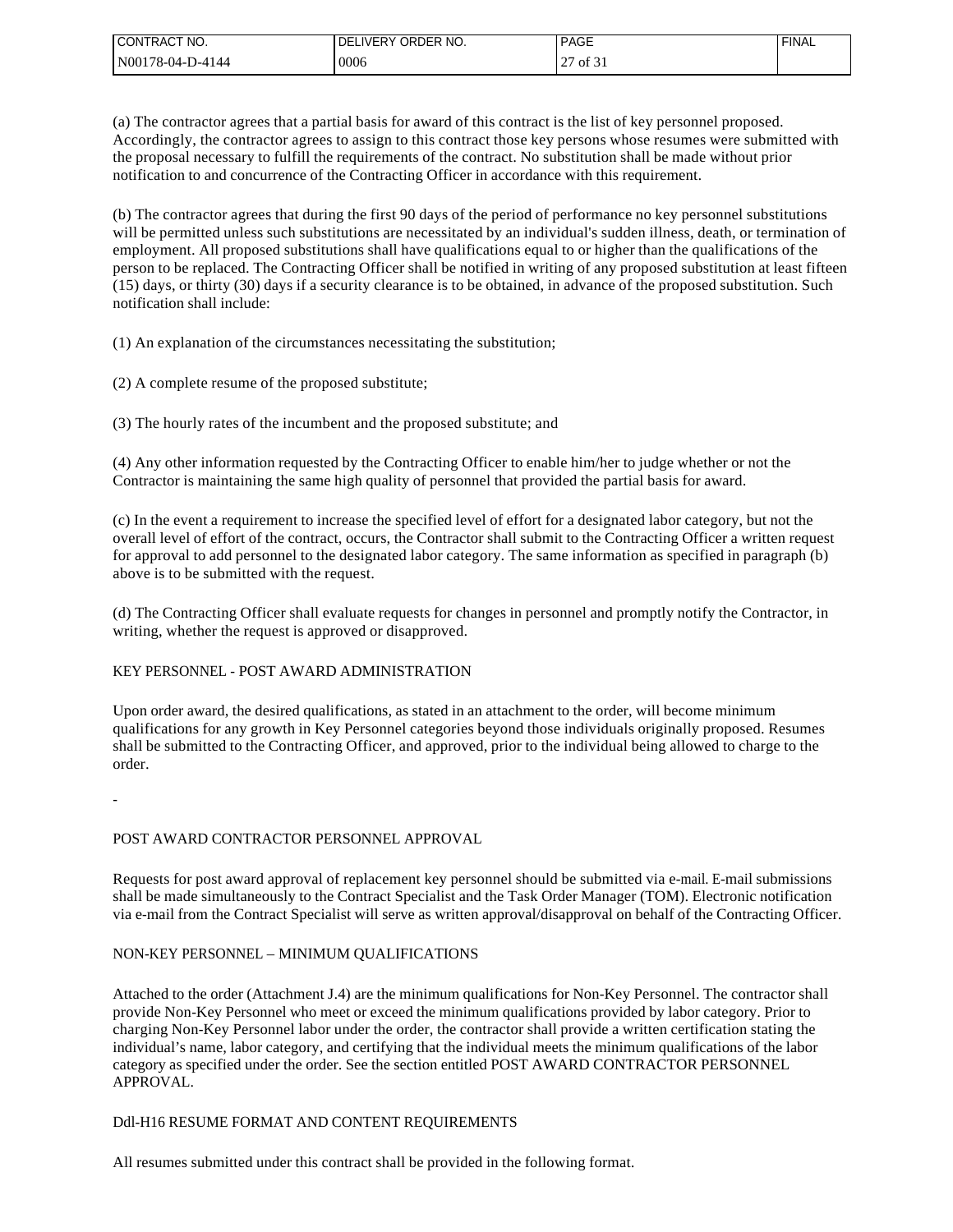(a) The contractor agrees that a partial basis for award of this contract is the list of key personnel proposed. Accordingly, the contractor agrees to assign to this contract those key persons whose resumes were submitted with the proposal necessary to fulfill the requirements of the contract. No substitution shall be made without prior notification to and concurrence of the Contracting Officer in accordance with this requirement.

(b) The contractor agrees that during the first 90 days of the period of performance no key personnel substitutions will be permitted unless such substitutions are necessitated by an individual's sudden illness, death, or termination of employment. All proposed substitutions shall have qualifications equal to or higher than the qualifications of the person to be replaced. The Contracting Officer shall be notified in writing of any proposed substitution at least fifteen (15) days, or thirty (30) days if a security clearance is to be obtained, in advance of the proposed substitution. Such notification shall include:

(1) An explanation of the circumstances necessitating the substitution;

(2) A complete resume of the proposed substitute;

(3) The hourly rates of the incumbent and the proposed substitute; and

(4) Any other information requested by the Contracting Officer to enable him/her to judge whether or not the Contractor is maintaining the same high quality of personnel that provided the partial basis for award.

(c) In the event a requirement to increase the specified level of effort for a designated labor category, but not the overall level of effort of the contract, occurs, the Contractor shall submit to the Contracting Officer a written request for approval to add personnel to the designated labor category. The same information as specified in paragraph (b) above is to be submitted with the request.

(d) The Contracting Officer shall evaluate requests for changes in personnel and promptly notify the Contractor, in writing, whether the request is approved or disapproved.

KEY PERSONNEL - POST AWARD ADMINISTRATION

Upon order award, the desired qualifications, as stated in an attachment to the order, will become minimum qualifications for any growth in Key Personnel categories beyond those individuals originally proposed. Resumes shall be submitted to the Contracting Officer, and approved, prior to the individual being allowed to charge to the order.

-

POST AWARD CONTRACTOR PERSONNEL APPROVAL

Requests for post award approval of replacement key personnel should be submitted via e-mail. E-mail submissions shall be made simultaneously to the Contract Specialist and the Task Order Manager (TOM). Electronic notification via e-mail from the Contract Specialist will serve as written approval/disapproval on behalf of the Contracting Officer.

NON-KEY PERSONNEL – MINIMUM QUALIFICATIONS

Attached to the order (Attachment J.4) are the minimum qualifications for Non-Key Personnel. The contractor shall provide Non-Key Personnel who meet or exceed the minimum qualifications provided by labor category. Prior to charging Non-Key Personnel labor under the order, the contractor shall provide a written certification stating the individual's name, labor category, and certifying that the individual meets the minimum qualifications of the labor category as specified under the order. See the section entitled POST AWARD CONTRACTOR PERSONNEL APPROVAL.

Ddl-H16 RESUME FORMAT AND CONTENT REQUIREMENTS

All resumes submitted under this contract shall be provided in the following format.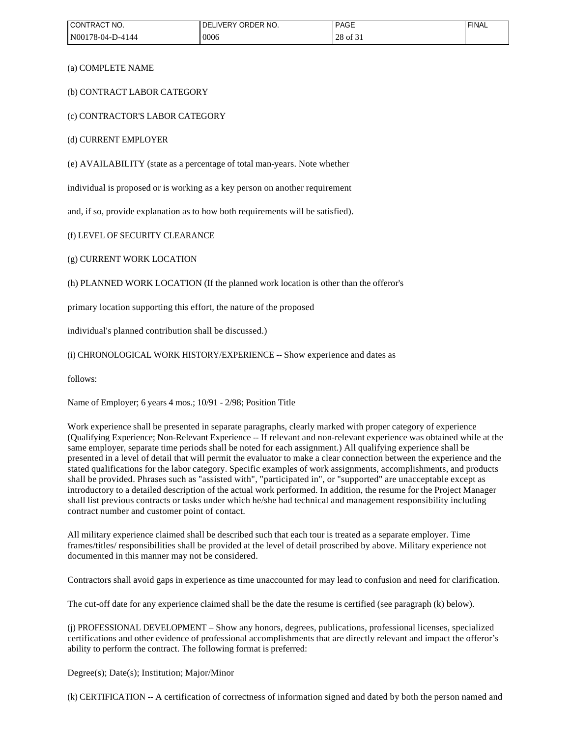(a) COMPLETE NAME

(b) CONTRACT LABOR CATEGORY

(c) CONTRACTOR'S LABOR CATEGORY

(d) CURRENT EMPLOYER

(e) AVAILABILITY (state as a percentage of total man-years. Note whether individual is proposed or is working as a key person on another requirement and, if so, provide explanation as to how both requirements will be satisfied).

(f) LEVEL OF SECURITY CLEARANCE

(g) CURRENT WORK LOCATION

(h) PLANNED WORK LOCATION (If the planned work location is other than the offeror's primary location supporting this effort, the nature of the proposed individual's planned contribution shall be discussed.)

(i) CHRONOLOGICAL WORK HISTORY/EXPERIENCE -- Show experience and dates as follows:

Name of Employer; 6 years 4 mos.; 10/91 - 2/98; Position Title

Work experience shall be presented in separate paragraphs, clearly marked with proper category of experience (Qualifying Experience; Non-Relevant Experience -- If relevant and non-relevant experience was obtained while at the same employer, separate time periods shall be noted for each assignment.) All qualifying experience shall be presented in a level of detail that will permit the evaluator to make a clear connection between the experience and the stated qualifications for the labor category. Specific examples of work assignments, accomplishments, and products shall be provided. Phrases such as "assisted with", "participated in", or "supported" are unacceptable except as introductory to a detailed description of the actual work performed. In addition, the resume for the Project Manager shall list previous contracts or tasks under which he/she had technical and management responsibility including contract number and customer point of contact.

All military experience claimed shall be described such that each tour is treated as a separate employer. Time frames/titles/ responsibilities shall be provided at the level of detail proscribed by above. Military experience not documented in this manner may not be considered.

Contractors shall avoid gaps in experience as time unaccounted for may lead to confusion and need for clarification.

The cut-off date for any experience claimed shall be the date the resume is certified (see paragraph (k) below).

(j) PROFESSIONAL DEVELOPMENT – Show any honors, degrees, publications, professional licenses, specialized certifications and other evidence of professional accomplishments that are directly relevant and impact the offeror's ability to perform the contract. The following format is preferred:

Degree(s); Date(s); Institution; Major/Minor

(k) CERTIFICATION -- A certification of correctness of information signed and dated by both the person named and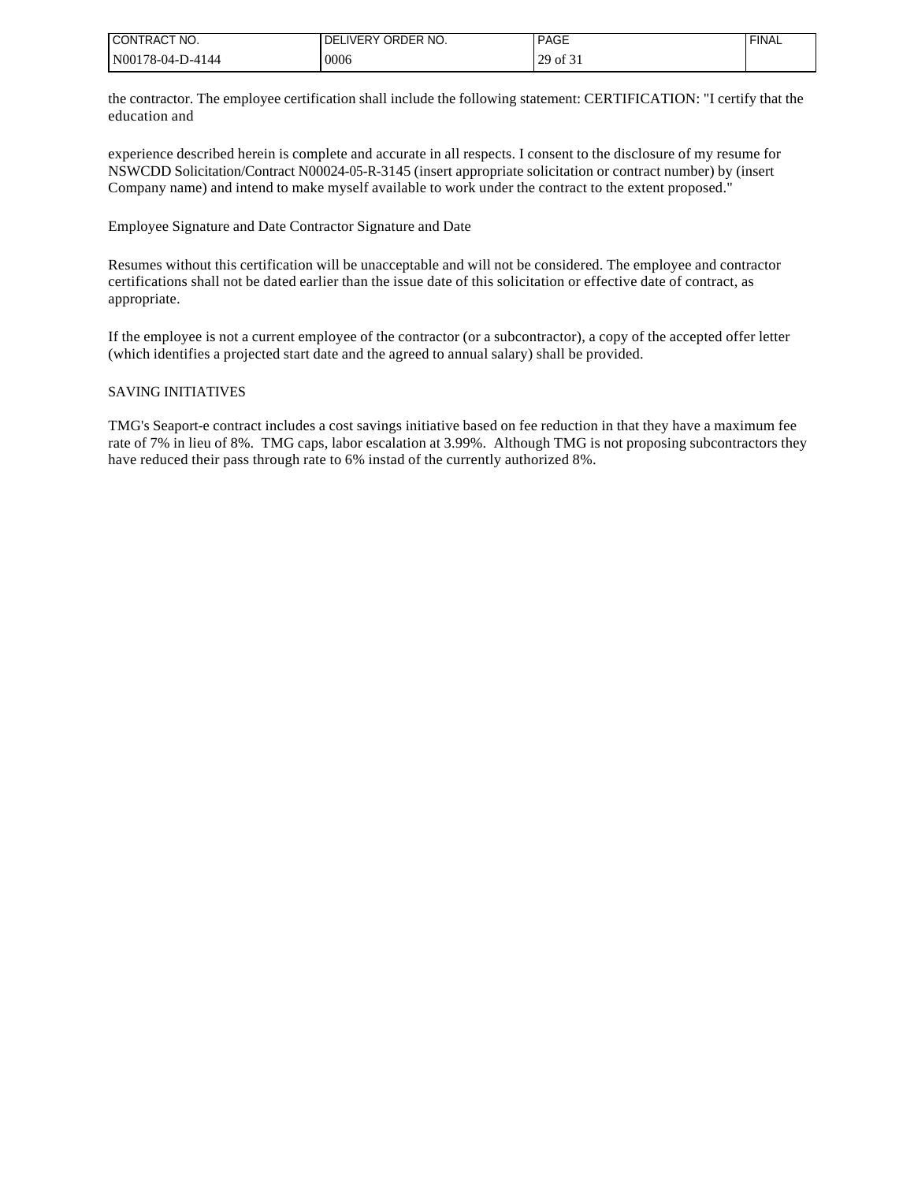the contractor. The employee certification shall include the following statement: CERTIFICATION: "I certify that the education and

experience described herein is complete and accurate in all respects. I consent to the disclosure of my resume for NSWCDD Solicitation/Contract N00024-05-R-3145 (insert appropriate solicitation or contract number) by (insert Company name) and intend to make myself available to work under the contract to the extent proposed."

Employee Signature and Date Contractor Signature and Date

Resumes without this certification will be unacceptable and will not be considered. The employee and contractor certifications shall not be dated earlier than the issue date of this solicitation or effective date of contract, as appropriate.

If the employee is not a current employee of the contractor (or a subcontractor), a copy of the accepted offer letter (which identifies a projected start date and the agreed to annual salary) shall be provided.

SAVING INITIATIVES

TMG's Seaport-e contract includes a cost savings initiative based on fee reduction in that they have a maximum fee rate of 7% in lieu of 8%. TMG caps, labor escalation at 3.99%. Although TMG is not proposing subcontractors they have reduced their pass through rate to 6% instad of the currently authorized 8%.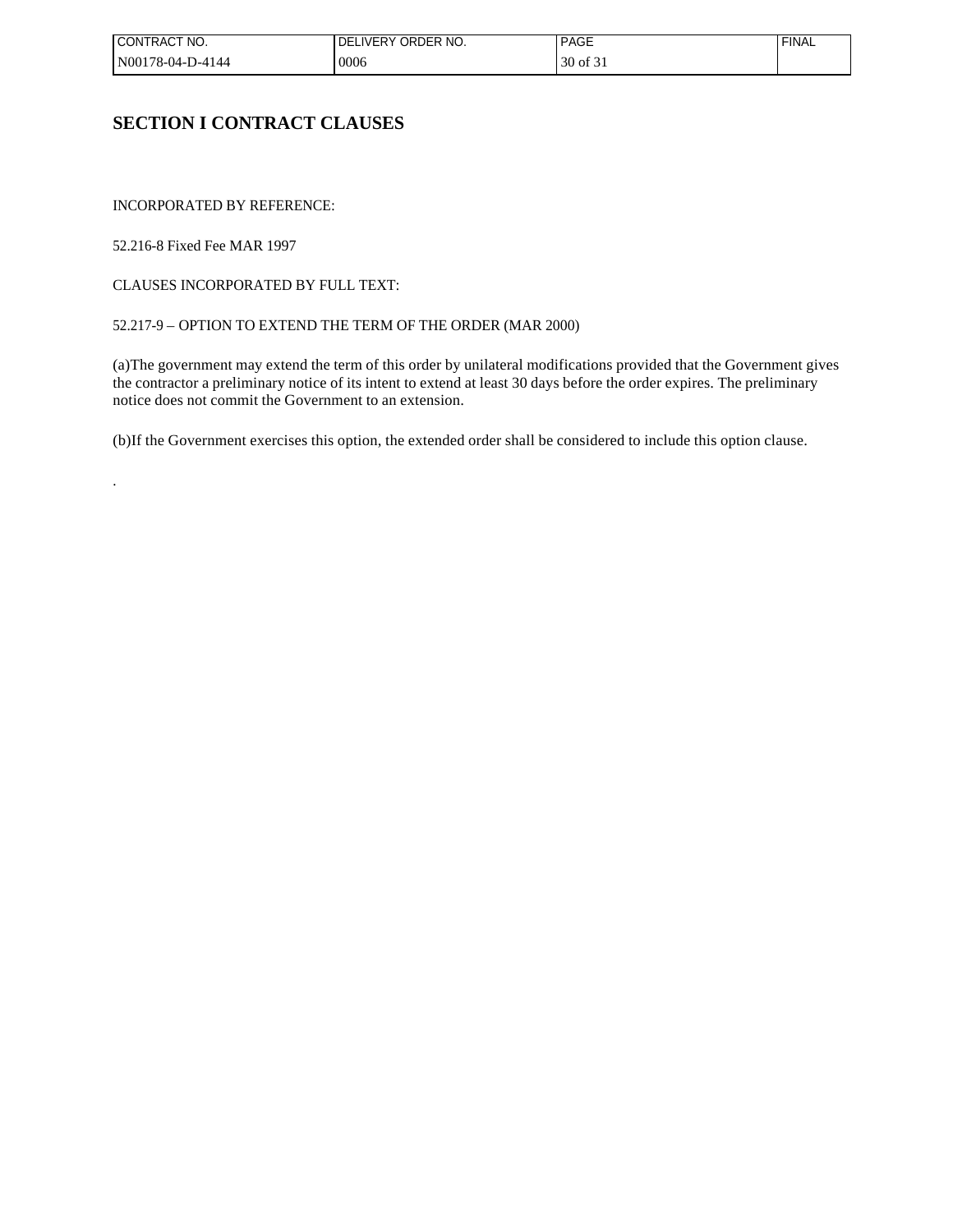# SECTION I CONTRACT CLAUSES

INCORPORATED BY REFERENCE:

52.216-8 Fixed Fee MAR 1997

CLAUSES INCORPORATED BY FULL TEXT:

52.217-9 – OPTION TO EXTEND THE TERM OF THE ORDER (MAR 2000)

(a)The government may extend the term of this order by unilateral modifications provided that the Government gives the contractor a preliminary notice of its intent to extend at least 30 days before the order expires. The preliminary notice does not commit the Government to an extension.

(b)If the Government exercises this option, the extended order shall be considered to include this option clause.

.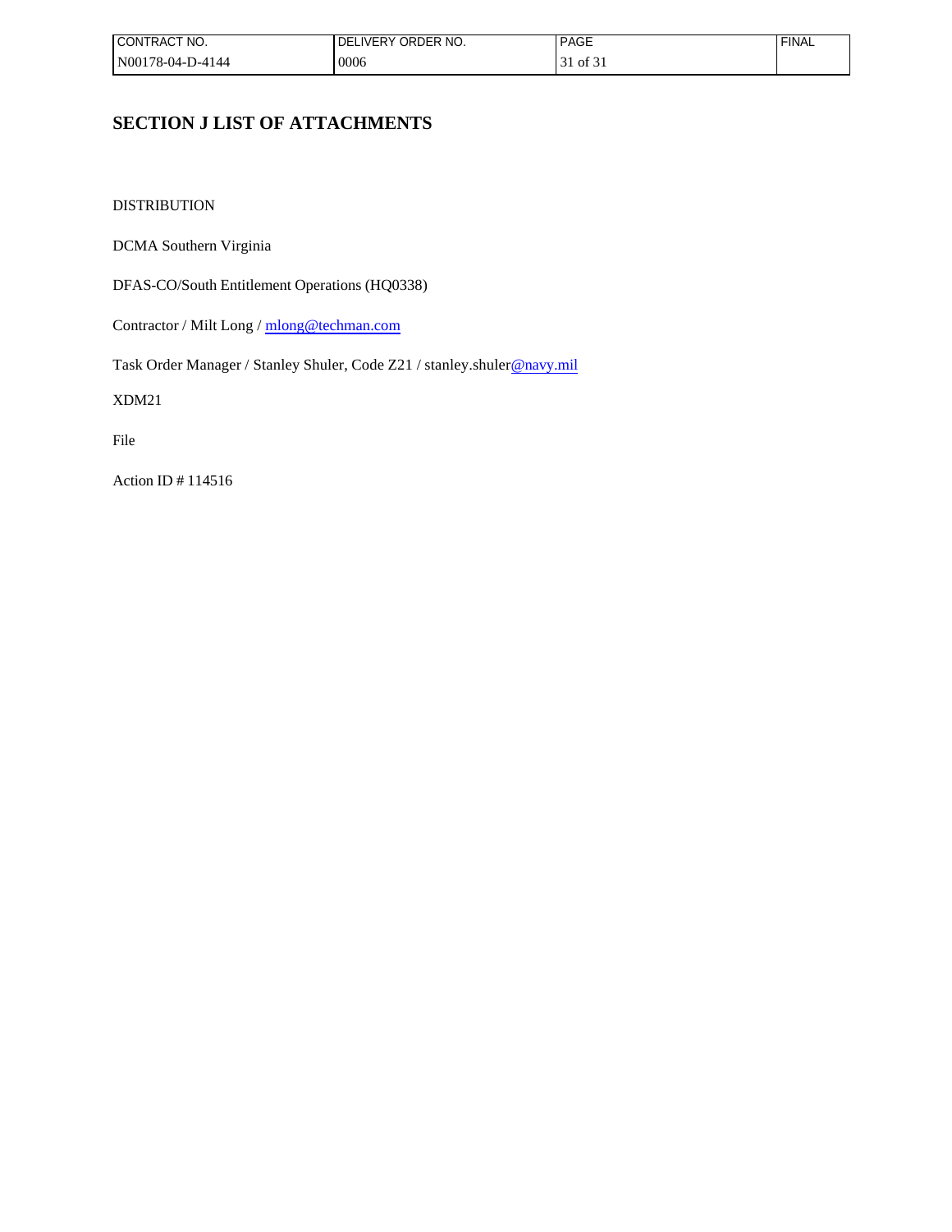## SECTION J LIST OF ATTACHMENTS

DISTRIBUTION

DCMA Southern Virginia

DFAS-CO/South Entitlement Operations (HQ0338)

Contractor / Milt Long / mlong@techman.com

Task Order Manager / Stanley Shuler, Code Z21 / stanley.shuler@navy.mil

XDM21

File

Action ID # 114516